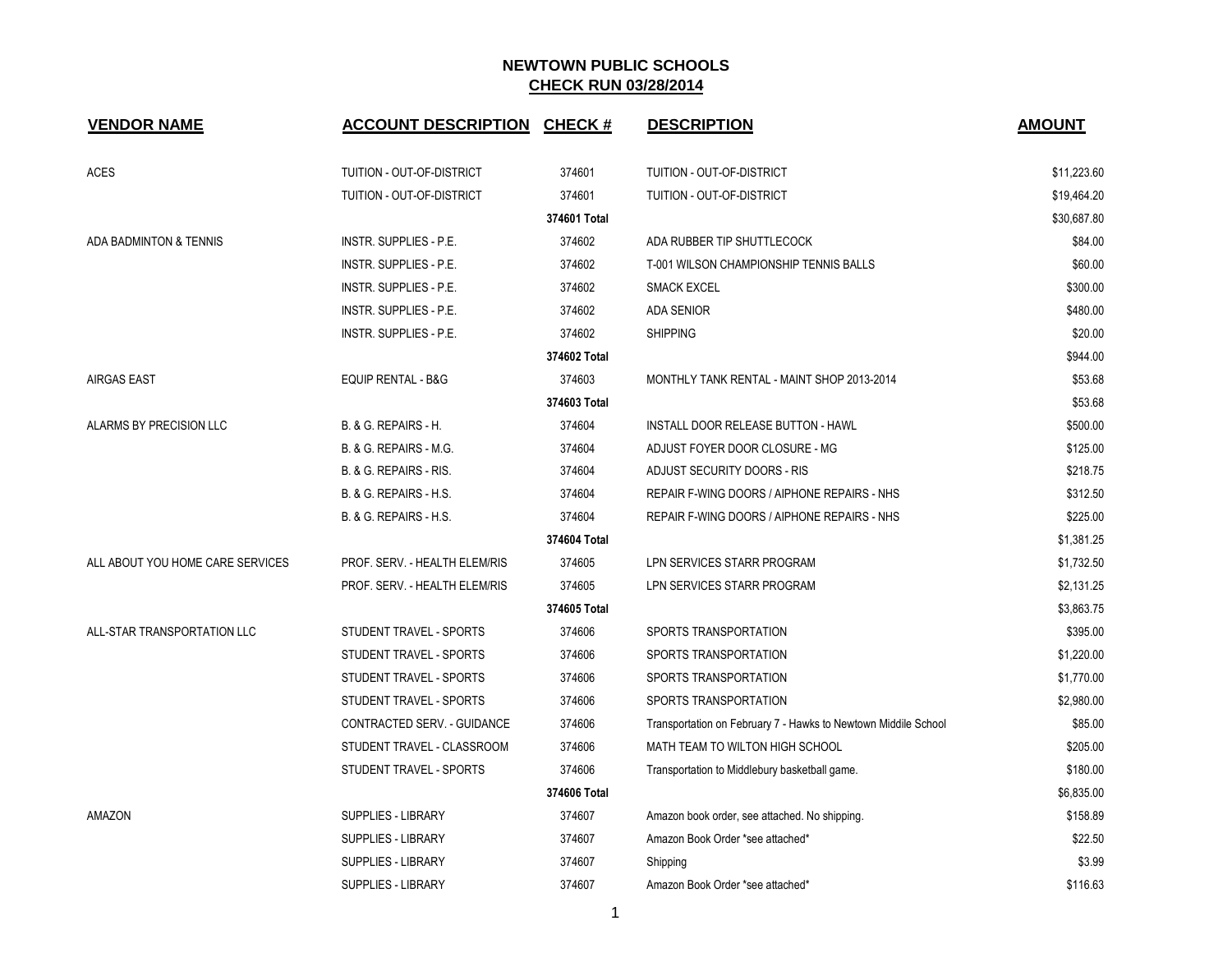# NEWTOWN PUBLIC SCHOOLS

## CHECK RUN 03/28/2014

| VENDOR NAME | ACCOUNT DESCRIPTION | CHECK # | DESCRIPTION | AMOUNT |
|---|---|---|---|---|
| ACES | TUITION - OUT-OF-DISTRICT | 374601 | TUITION - OUT-OF-DISTRICT | $11,223.60 |
| | TUITION - OUT-OF-DISTRICT | 374601 | TUITION - OUT-OF-DISTRICT | $19,464.20 |
| | | 374601 Total | | $30,687.80 |
| ADA BADMINTON & TENNIS | INSTR. SUPPLIES - P.E. | 374602 | ADA RUBBER TIP SHUTTLECOCK | $84.00 |
| | INSTR. SUPPLIES - P.E. | 374602 | T-001 WILSON CHAMPIONSHIP TENNIS BALLS | $60.00 |
| | INSTR. SUPPLIES - P.E. | 374602 | SMACK EXCEL | $300.00 |
| | INSTR. SUPPLIES - P.E. | 374602 | ADA SENIOR | $480.00 |
| | INSTR. SUPPLIES - P.E. | 374602 | SHIPPING | $20.00 |
| | | 374602 Total | | $944.00 |
| AIRGAS EAST | EQUIP RENTAL - B&G | 374603 | MONTHLY TANK RENTAL - MAINT SHOP 2013-2014 | $53.68 |
| | | 374603 Total | | $53.68 |
| ALARMS BY PRECISION LLC | B. & G. REPAIRS - H. | 374604 | INSTALL DOOR RELEASE BUTTON - HAWL | $500.00 |
| | B. & G. REPAIRS - M.G. | 374604 | ADJUST FOYER DOOR CLOSURE - MG | $125.00 |
| | B. & G. REPAIRS - RIS. | 374604 | ADJUST SECURITY DOORS - RIS | $218.75 |
| | B. & G. REPAIRS - H.S. | 374604 | REPAIR F-WING DOORS / AIPHONE REPAIRS - NHS | $312.50 |
| | B. & G. REPAIRS - H.S. | 374604 | REPAIR F-WING DOORS / AIPHONE REPAIRS - NHS | $225.00 |
| | | 374604 Total | | $1,381.25 |
| ALL ABOUT YOU HOME CARE SERVICES | PROF. SERV. - HEALTH ELEM/RIS | 374605 | LPN SERVICES STARR PROGRAM | $1,732.50 |
| | PROF. SERV. - HEALTH ELEM/RIS | 374605 | LPN SERVICES STARR PROGRAM | $2,131.25 |
| | | 374605 Total | | $3,863.75 |
| ALL-STAR TRANSPORTATION LLC | STUDENT TRAVEL - SPORTS | 374606 | SPORTS TRANSPORTATION | $395.00 |
| | STUDENT TRAVEL - SPORTS | 374606 | SPORTS TRANSPORTATION | $1,220.00 |
| | STUDENT TRAVEL - SPORTS | 374606 | SPORTS TRANSPORTATION | $1,770.00 |
| | STUDENT TRAVEL - SPORTS | 374606 | SPORTS TRANSPORTATION | $2,980.00 |
| | CONTRACTED SERV. - GUIDANCE | 374606 | Transportation on February 7 - Hawks to Newtown Middile School | $85.00 |
| | STUDENT TRAVEL - CLASSROOM | 374606 | MATH TEAM TO WILTON HIGH SCHOOL | $205.00 |
| | STUDENT TRAVEL - SPORTS | 374606 | Transportation to Middlebury basketball game. | $180.00 |
| | | 374606 Total | | $6,835.00 |
| AMAZON | SUPPLIES - LIBRARY | 374607 | Amazon book order, see attached. No shipping. | $158.89 |
| | SUPPLIES - LIBRARY | 374607 | Amazon Book Order *see attached* | $22.50 |
| | SUPPLIES - LIBRARY | 374607 | Shipping | $3.99 |
| | SUPPLIES - LIBRARY | 374607 | Amazon Book Order *see attached* | $116.63 |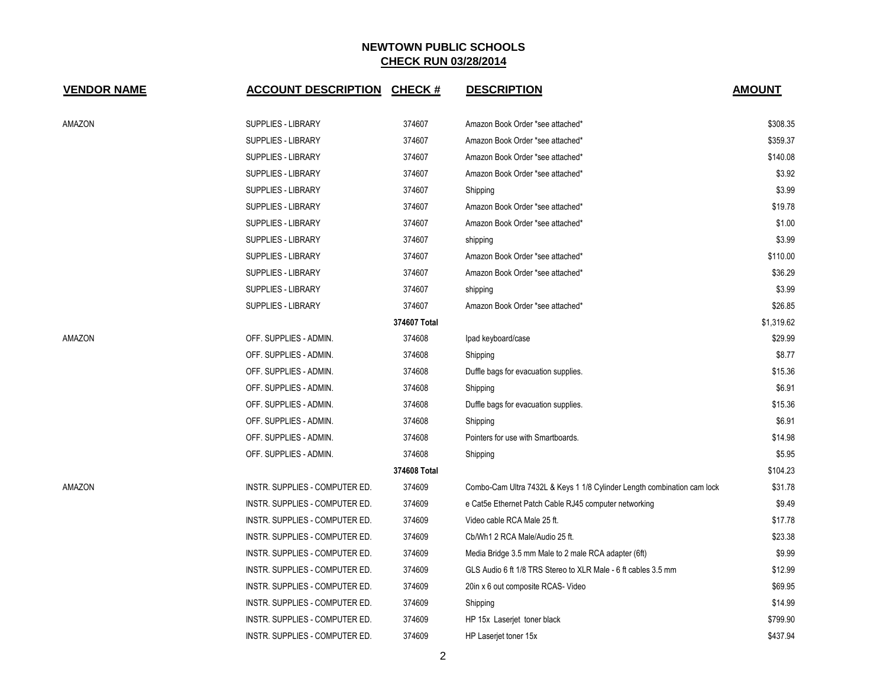## NEWTOWN PUBLIC SCHOOLS
## CHECK RUN 03/28/2014

| VENDOR NAME | ACCOUNT DESCRIPTION | CHECK # | DESCRIPTION | AMOUNT |
|---|---|---|---|---|
| AMAZON | SUPPLIES - LIBRARY | 374607 | Amazon Book Order *see attached* | $308.35 |
| | SUPPLIES - LIBRARY | 374607 | Amazon Book Order *see attached* | $359.37 |
| | SUPPLIES - LIBRARY | 374607 | Amazon Book Order *see attached* | $140.08 |
| | SUPPLIES - LIBRARY | 374607 | Amazon Book Order *see attached* | $3.92 |
| | SUPPLIES - LIBRARY | 374607 | Shipping | $3.99 |
| | SUPPLIES - LIBRARY | 374607 | Amazon Book Order *see attached* | $19.78 |
| | SUPPLIES - LIBRARY | 374607 | Amazon Book Order *see attached* | $1.00 |
| | SUPPLIES - LIBRARY | 374607 | shipping | $3.99 |
| | SUPPLIES - LIBRARY | 374607 | Amazon Book Order *see attached* | $110.00 |
| | SUPPLIES - LIBRARY | 374607 | Amazon Book Order *see attached* | $36.29 |
| | SUPPLIES - LIBRARY | 374607 | shipping | $3.99 |
| | SUPPLIES - LIBRARY | 374607 | Amazon Book Order *see attached* | $26.85 |
| | | **374607 Total** | | $1,319.62 |
| AMAZON | OFF. SUPPLIES - ADMIN. | 374608 | Ipad keyboard/case | $29.99 |
| | OFF. SUPPLIES - ADMIN. | 374608 | Shipping | $8.77 |
| | OFF. SUPPLIES - ADMIN. | 374608 | Duffle bags for evacuation supplies. | $15.36 |
| | OFF. SUPPLIES - ADMIN. | 374608 | Shipping | $6.91 |
| | OFF. SUPPLIES - ADMIN. | 374608 | Duffle bags for evacuation supplies. | $15.36 |
| | OFF. SUPPLIES - ADMIN. | 374608 | Shipping | $6.91 |
| | OFF. SUPPLIES - ADMIN. | 374608 | Pointers for use with Smartboards. | $14.98 |
| | OFF. SUPPLIES - ADMIN. | 374608 | Shipping | $5.95 |
| | | **374608 Total** | | $104.23 |
| AMAZON | INSTR. SUPPLIES - COMPUTER ED. | 374609 | Combo-Cam Ultra 7432L & Keys 1 1/8 Cylinder Length combination cam lock | $31.78 |
| | INSTR. SUPPLIES - COMPUTER ED. | 374609 | e Cat5e Ethernet Patch Cable RJ45 computer networking | $9.49 |
| | INSTR. SUPPLIES - COMPUTER ED. | 374609 | Video cable RCA Male 25 ft. | $17.78 |
| | INSTR. SUPPLIES - COMPUTER ED. | 374609 | Cb/Wh1 2 RCA Male/Audio 25 ft. | $23.38 |
| | INSTR. SUPPLIES - COMPUTER ED. | 374609 | Media Bridge 3.5 mm Male to 2 male RCA adapter (6ft) | $9.99 |
| | INSTR. SUPPLIES - COMPUTER ED. | 374609 | GLS Audio 6 ft 1/8 TRS Stereo to XLR Male - 6 ft cables 3.5 mm | $12.99 |
| | INSTR. SUPPLIES - COMPUTER ED. | 374609 | 20in x 6 out composite RCAS- Video | $69.95 |
| | INSTR. SUPPLIES - COMPUTER ED. | 374609 | Shipping | $14.99 |
| | INSTR. SUPPLIES - COMPUTER ED. | 374609 | HP 15x Laserjet toner black | $799.90 |
| | INSTR. SUPPLIES - COMPUTER ED. | 374609 | HP Laserjet toner 15x | $437.94 |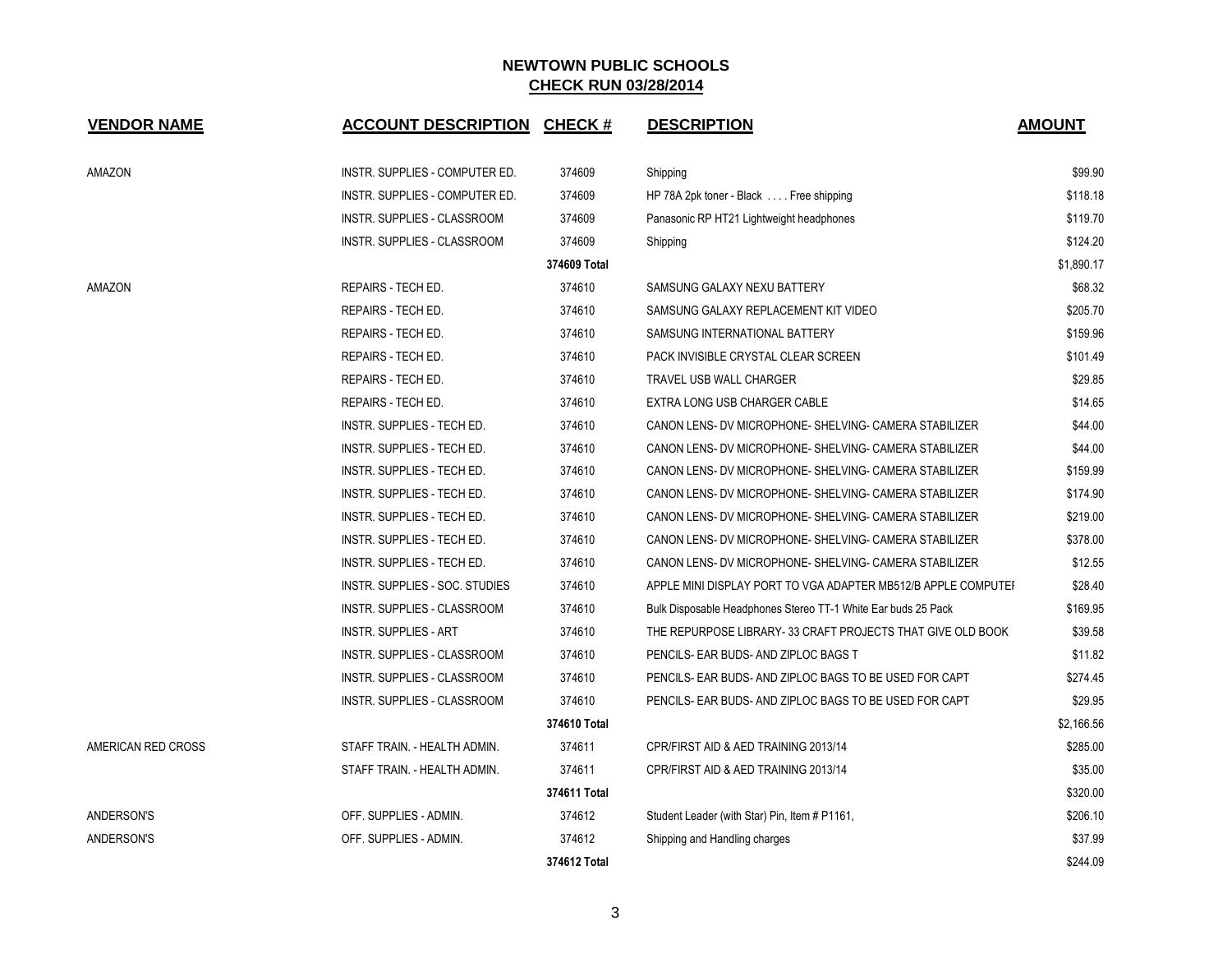# NEWTOWN PUBLIC SCHOOLS

## CHECK RUN 03/28/2014

| VENDOR NAME | ACCOUNT DESCRIPTION | CHECK # | DESCRIPTION | AMOUNT |
|---|---|---|---|---|
| AMAZON | INSTR. SUPPLIES - COMPUTER ED. | 374609 | Shipping | $99.90 |
| | INSTR. SUPPLIES - COMPUTER ED. | 374609 | HP 78A 2pk toner - Black . . . . Free shipping | $118.18 |
| | INSTR. SUPPLIES - CLASSROOM | 374609 | Panasonic RP HT21 Lightweight headphones | $119.70 |
| | INSTR. SUPPLIES - CLASSROOM | 374609 | Shipping | $124.20 |
| | | 374609 Total | | $1,890.17 |
| AMAZON | REPAIRS - TECH ED. | 374610 | SAMSUNG GALAXY NEXU BATTERY | $68.32 |
| | REPAIRS - TECH ED. | 374610 | SAMSUNG GALAXY REPLACEMENT KIT VIDEO | $205.70 |
| | REPAIRS - TECH ED. | 374610 | SAMSUNG INTERNATIONAL BATTERY | $159.96 |
| | REPAIRS - TECH ED. | 374610 | PACK INVISIBLE CRYSTAL CLEAR SCREEN | $101.49 |
| | REPAIRS - TECH ED. | 374610 | TRAVEL USB WALL CHARGER | $29.85 |
| | REPAIRS - TECH ED. | 374610 | EXTRA LONG USB CHARGER CABLE | $14.65 |
| | INSTR. SUPPLIES - TECH ED. | 374610 | CANON LENS- DV MICROPHONE- SHELVING- CAMERA STABILIZER | $44.00 |
| | INSTR. SUPPLIES - TECH ED. | 374610 | CANON LENS- DV MICROPHONE- SHELVING- CAMERA STABILIZER | $44.00 |
| | INSTR. SUPPLIES - TECH ED. | 374610 | CANON LENS- DV MICROPHONE- SHELVING- CAMERA STABILIZER | $159.99 |
| | INSTR. SUPPLIES - TECH ED. | 374610 | CANON LENS- DV MICROPHONE- SHELVING- CAMERA STABILIZER | $174.90 |
| | INSTR. SUPPLIES - TECH ED. | 374610 | CANON LENS- DV MICROPHONE- SHELVING- CAMERA STABILIZER | $219.00 |
| | INSTR. SUPPLIES - TECH ED. | 374610 | CANON LENS- DV MICROPHONE- SHELVING- CAMERA STABILIZER | $378.00 |
| | INSTR. SUPPLIES - TECH ED. | 374610 | CANON LENS- DV MICROPHONE- SHELVING- CAMERA STABILIZER | $12.55 |
| | INSTR. SUPPLIES - SOC. STUDIES | 374610 | APPLE MINI DISPLAY PORT TO VGA ADAPTER MB512/B APPLE COMPUTEI | $28.40 |
| | INSTR. SUPPLIES - CLASSROOM | 374610 | Bulk Disposable Headphones Stereo TT-1 White Ear buds 25 Pack | $169.95 |
| | INSTR. SUPPLIES - ART | 374610 | THE REPURPOSE LIBRARY- 33 CRAFT PROJECTS THAT GIVE OLD BOOK | $39.58 |
| | INSTR. SUPPLIES - CLASSROOM | 374610 | PENCILS- EAR BUDS- AND ZIPLOC BAGS T | $11.82 |
| | INSTR. SUPPLIES - CLASSROOM | 374610 | PENCILS- EAR BUDS- AND ZIPLOC BAGS TO BE USED FOR CAPT | $274.45 |
| | INSTR. SUPPLIES - CLASSROOM | 374610 | PENCILS- EAR BUDS- AND ZIPLOC BAGS TO BE USED FOR CAPT | $29.95 |
| | | 374610 Total | | $2,166.56 |
| AMERICAN RED CROSS | STAFF TRAIN. - HEALTH ADMIN. | 374611 | CPR/FIRST AID & AED TRAINING 2013/14 | $285.00 |
| | STAFF TRAIN. - HEALTH ADMIN. | 374611 | CPR/FIRST AID & AED TRAINING 2013/14 | $35.00 |
| | | 374611 Total | | $320.00 |
| ANDERSON'S | OFF. SUPPLIES - ADMIN. | 374612 | Student Leader (with Star) Pin, Item # P1161, | $206.10 |
| ANDERSON'S | OFF. SUPPLIES - ADMIN. | 374612 | Shipping and Handling charges | $37.99 |
| | | 374612 Total | | $244.09 |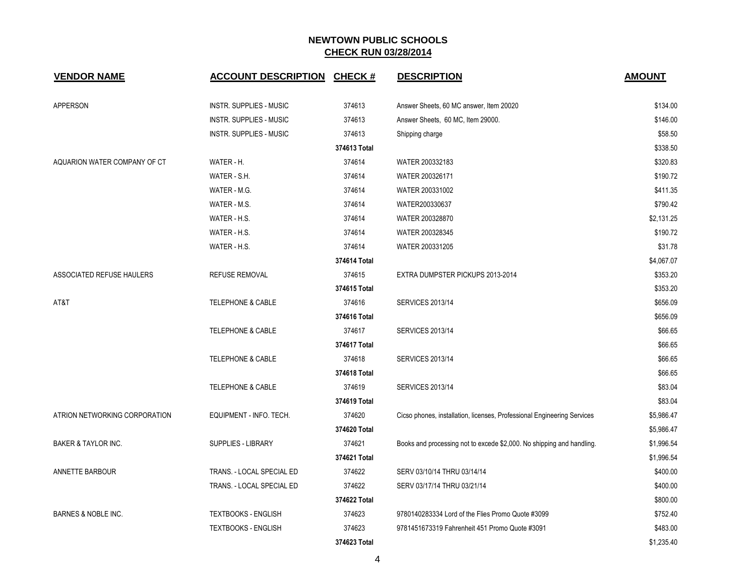**NEWTOWN PUBLIC SCHOOLS**
**CHECK RUN 03/28/2014**

| VENDOR NAME | ACCOUNT DESCRIPTION | CHECK # | DESCRIPTION | AMOUNT |
|---|---|---|---|---|
| APPERSON | INSTR. SUPPLIES - MUSIC | 374613 | Answer Sheets, 60 MC answer, Item 20020 | $134.00 |
| | INSTR. SUPPLIES - MUSIC | 374613 | Answer Sheets, 60 MC, Item 29000. | $146.00 |
| | INSTR. SUPPLIES - MUSIC | 374613 | Shipping charge | $58.50 |
| | | **374613 Total** | | $338.50 |
| AQUARION WATER COMPANY OF CT | WATER - H. | 374614 | WATER 200332183 | $320.83 |
| | WATER - S.H. | 374614 | WATER 200326171 | $190.72 |
| | WATER - M.G. | 374614 | WATER 200331002 | $411.35 |
| | WATER - M.S. | 374614 | WATER200330637 | $790.42 |
| | WATER - H.S. | 374614 | WATER 200328870 | $2,131.25 |
| | WATER - H.S. | 374614 | WATER 200328345 | $190.72 |
| | WATER - H.S. | 374614 | WATER 200331205 | $31.78 |
| | | **374614 Total** | | $4,067.07 |
| ASSOCIATED REFUSE HAULERS | REFUSE REMOVAL | 374615 | EXTRA DUMPSTER PICKUPS 2013-2014 | $353.20 |
| | | **374615 Total** | | $353.20 |
| AT&T | TELEPHONE & CABLE | 374616 | SERVICES 2013/14 | $656.09 |
| | | **374616 Total** | | $656.09 |
| | TELEPHONE & CABLE | 374617 | SERVICES 2013/14 | $66.65 |
| | | **374617 Total** | | $66.65 |
| | TELEPHONE & CABLE | 374618 | SERVICES 2013/14 | $66.65 |
| | | **374618 Total** | | $66.65 |
| | TELEPHONE & CABLE | 374619 | SERVICES 2013/14 | $83.04 |
| | | **374619 Total** | | $83.04 |
| ATRION NETWORKING CORPORATION | EQUIPMENT - INFO. TECH. | 374620 | Cicso phones, installation, licenses, Professional Engineering Services | $5,986.47 |
| | | **374620 Total** | | $5,986.47 |
| BAKER & TAYLOR INC. | SUPPLIES - LIBRARY | 374621 | Books and processing not to excede $2,000. No shipping and handling. | $1,996.54 |
| | | **374621 Total** | | $1,996.54 |
| ANNETTE BARBOUR | TRANS. - LOCAL SPECIAL ED | 374622 | SERV 03/10/14 THRU 03/14/14 | $400.00 |
| | TRANS. - LOCAL SPECIAL ED | 374622 | SERV 03/17/14 THRU 03/21/14 | $400.00 |
| | | **374622 Total** | | $800.00 |
| BARNES & NOBLE INC. | TEXTBOOKS - ENGLISH | 374623 | 9780140283334 Lord of the Flies Promo Quote #3099 | $752.40 |
| | TEXTBOOKS - ENGLISH | 374623 | 9781451673319 Fahrenheit 451 Promo Quote #3091 | $483.00 |
| | | **374623 Total** | | $1,235.40 |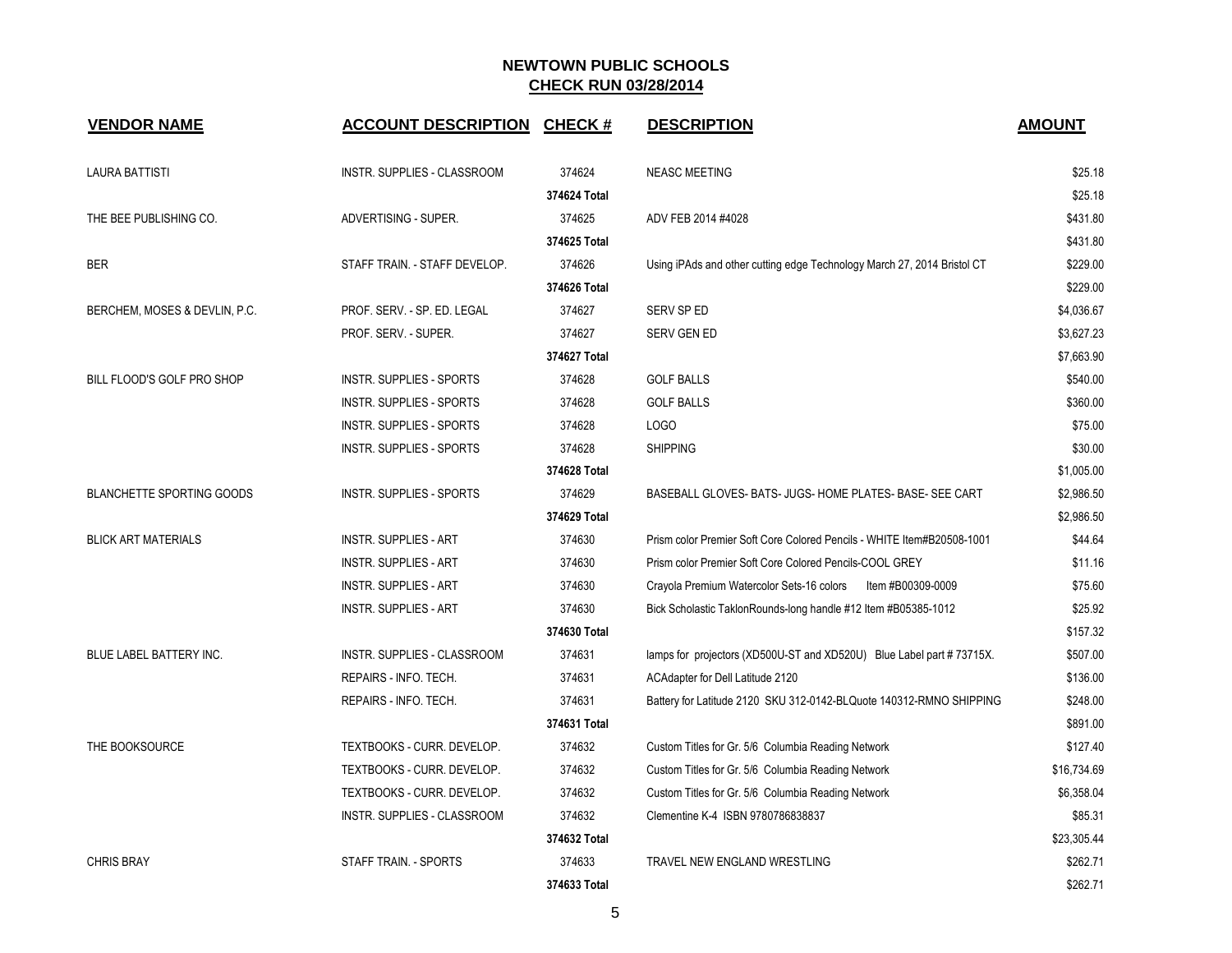**NEWTOWN PUBLIC SCHOOLS**
**CHECK RUN 03/28/2014**

| VENDOR NAME | ACCOUNT DESCRIPTION | CHECK # | DESCRIPTION | AMOUNT |
|---|---|---|---|---|
| LAURA BATTISTI | INSTR. SUPPLIES - CLASSROOM | 374624 | NEASC MEETING | $25.18 |
| | | 374624 Total | | $25.18 |
| THE BEE PUBLISHING CO. | ADVERTISING - SUPER. | 374625 | ADV FEB 2014 #4028 | $431.80 |
| | | 374625 Total | | $431.80 |
| BER | STAFF TRAIN. - STAFF DEVELOP. | 374626 | Using iPAds and other cutting edge Technology March 27, 2014 Bristol CT | $229.00 |
| | | 374626 Total | | $229.00 |
| BERCHEM, MOSES & DEVLIN, P.C. | PROF. SERV. - SP. ED. LEGAL | 374627 | SERV SP ED | $4,036.67 |
| | PROF. SERV. - SUPER. | 374627 | SERV GEN ED | $3,627.23 |
| | | 374627 Total | | $7,663.90 |
| BILL FLOOD'S GOLF PRO SHOP | INSTR. SUPPLIES - SPORTS | 374628 | GOLF BALLS | $540.00 |
| | INSTR. SUPPLIES - SPORTS | 374628 | GOLF BALLS | $360.00 |
| | INSTR. SUPPLIES - SPORTS | 374628 | LOGO | $75.00 |
| | INSTR. SUPPLIES - SPORTS | 374628 | SHIPPING | $30.00 |
| | | 374628 Total | | $1,005.00 |
| BLANCHETTE SPORTING GOODS | INSTR. SUPPLIES - SPORTS | 374629 | BASEBALL GLOVES- BATS- JUGS- HOME PLATES- BASE- SEE CART | $2,986.50 |
| | | 374629 Total | | $2,986.50 |
| BLICK ART MATERIALS | INSTR. SUPPLIES - ART | 374630 | Prism color Premier Soft Core Colored Pencils - WHITE Item#B20508-1001 | $44.64 |
| | INSTR. SUPPLIES - ART | 374630 | Prism color Premier Soft Core Colored Pencils-COOL GREY | $11.16 |
| | INSTR. SUPPLIES - ART | 374630 | Crayola Premium Watercolor Sets-16 colors Item #B00309-0009 | $75.60 |
| | INSTR. SUPPLIES - ART | 374630 | Bick Scholastic TaklonRounds-long handle #12 Item #B05385-1012 | $25.92 |
| | | 374630 Total | | $157.32 |
| BLUE LABEL BATTERY INC. | INSTR. SUPPLIES - CLASSROOM | 374631 | lamps for projectors (XD500U-ST and XD520U) Blue Label part # 73715X. | $507.00 |
| | REPAIRS - INFO. TECH. | 374631 | ACAdapter for Dell Latitude 2120 | $136.00 |
| | REPAIRS - INFO. TECH. | 374631 | Battery for Latitude 2120 SKU 312-0142-BLQuote 140312-RMNO SHIPPING | $248.00 |
| | | 374631 Total | | $891.00 |
| THE BOOKSOURCE | TEXTBOOKS - CURR. DEVELOP. | 374632 | Custom Titles for Gr. 5/6 Columbia Reading Network | $127.40 |
| | TEXTBOOKS - CURR. DEVELOP. | 374632 | Custom Titles for Gr. 5/6 Columbia Reading Network | $16,734.69 |
| | TEXTBOOKS - CURR. DEVELOP. | 374632 | Custom Titles for Gr. 5/6 Columbia Reading Network | $6,358.04 |
| | INSTR. SUPPLIES - CLASSROOM | 374632 | Clementine K-4 ISBN 9780786838837 | $85.31 |
| | | 374632 Total | | $23,305.44 |
| CHRIS BRAY | STAFF TRAIN. - SPORTS | 374633 | TRAVEL NEW ENGLAND WRESTLING | $262.71 |
| | | 374633 Total | | $262.71 |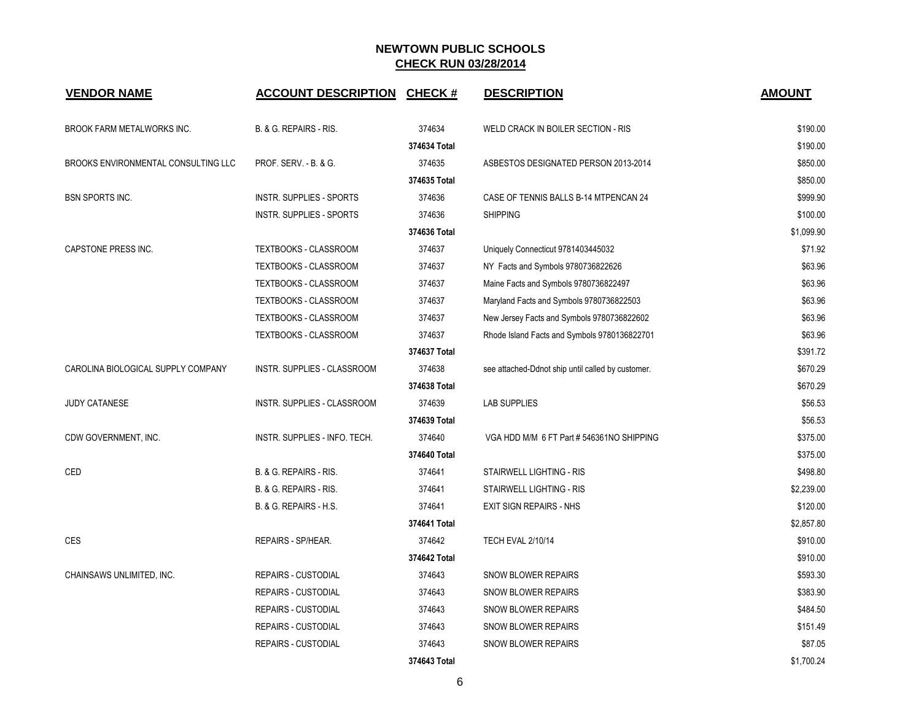## NEWTOWN PUBLIC SCHOOLS
## CHECK RUN 03/28/2014

| VENDOR NAME | ACCOUNT DESCRIPTION | CHECK # | DESCRIPTION | AMOUNT |
|---|---|---|---|---|
| BROOK FARM METALWORKS INC. | B. & G. REPAIRS - RIS. | 374634 | WELD CRACK IN BOILER SECTION - RIS | $190.00 |
| | | **374634 Total** | | $190.00 |
| BROOKS ENVIRONMENTAL CONSULTING LLC | PROF. SERV. - B. & G. | 374635 | ASBESTOS DESIGNATED PERSON 2013-2014 | $850.00 |
| | | **374635 Total** | | $850.00 |
| BSN SPORTS INC. | INSTR. SUPPLIES - SPORTS | 374636 | CASE OF TENNIS BALLS B-14 MTPENCAN 24 | $999.90 |
| | INSTR. SUPPLIES - SPORTS | 374636 | SHIPPING | $100.00 |
| | | **374636 Total** | | $1,099.90 |
| CAPSTONE PRESS INC. | TEXTBOOKS - CLASSROOM | 374637 | Uniquely Connecticut 9781403445032 | $71.92 |
| | TEXTBOOKS - CLASSROOM | 374637 | NY Facts and Symbols 9780736822626 | $63.96 |
| | TEXTBOOKS - CLASSROOM | 374637 | Maine Facts and Symbols 9780736822497 | $63.96 |
| | TEXTBOOKS - CLASSROOM | 374637 | Maryland Facts and Symbols 9780736822503 | $63.96 |
| | TEXTBOOKS - CLASSROOM | 374637 | New Jersey Facts and Symbols 9780736822602 | $63.96 |
| | TEXTBOOKS - CLASSROOM | 374637 | Rhode Island Facts and Symbols 9780136822701 | $63.96 |
| | | **374637 Total** | | $391.72 |
| CAROLINA BIOLOGICAL SUPPLY COMPANY | INSTR. SUPPLIES - CLASSROOM | 374638 | see attached-Ddnot ship until called by customer. | $670.29 |
| | | **374638 Total** | | $670.29 |
| JUDY CATANESE | INSTR. SUPPLIES - CLASSROOM | 374639 | LAB SUPPLIES | $56.53 |
| | | **374639 Total** | | $56.53 |
| CDW GOVERNMENT, INC. | INSTR. SUPPLIES - INFO. TECH. | 374640 | VGA HDD M/M 6 FT Part # 546361NO SHIPPING | $375.00 |
| | | **374640 Total** | | $375.00 |
| CED | B. & G. REPAIRS - RIS. | 374641 | STAIRWELL LIGHTING - RIS | $498.80 |
| | B. & G. REPAIRS - RIS. | 374641 | STAIRWELL LIGHTING - RIS | $2,239.00 |
| | B. & G. REPAIRS - H.S. | 374641 | EXIT SIGN REPAIRS - NHS | $120.00 |
| | | **374641 Total** | | $2,857.80 |
| CES | REPAIRS - SP/HEAR. | 374642 | TECH EVAL 2/10/14 | $910.00 |
| | | **374642 Total** | | $910.00 |
| CHAINSAWS UNLIMITED, INC. | REPAIRS - CUSTODIAL | 374643 | SNOW BLOWER REPAIRS | $593.30 |
| | REPAIRS - CUSTODIAL | 374643 | SNOW BLOWER REPAIRS | $383.90 |
| | REPAIRS - CUSTODIAL | 374643 | SNOW BLOWER REPAIRS | $484.50 |
| | REPAIRS - CUSTODIAL | 374643 | SNOW BLOWER REPAIRS | $151.49 |
| | REPAIRS - CUSTODIAL | 374643 | SNOW BLOWER REPAIRS | $87.05 |
| | | **374643 Total** | | $1,700.24 |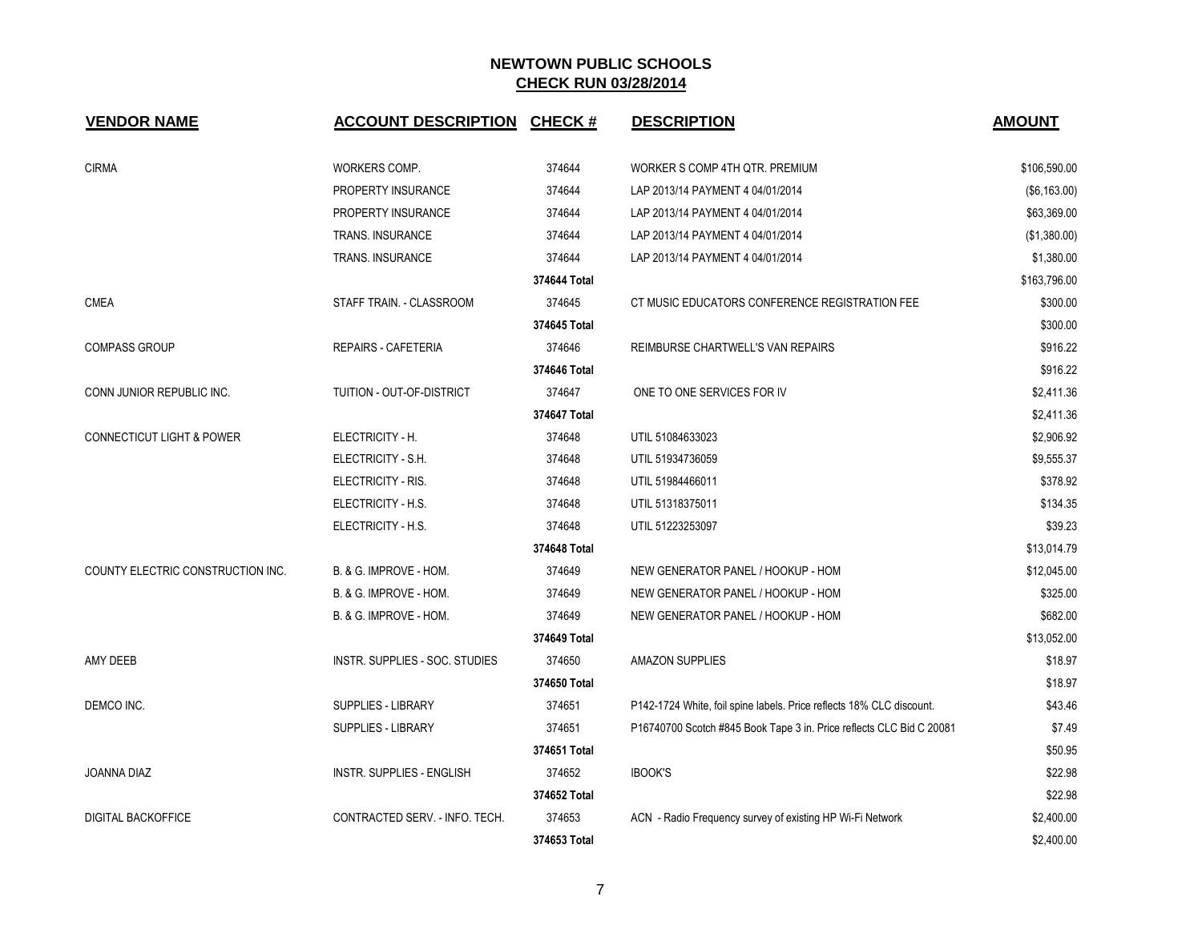# NEWTOWN PUBLIC SCHOOLS

## CHECK RUN 03/28/2014

| VENDOR NAME | ACCOUNT DESCRIPTION | CHECK # | DESCRIPTION | AMOUNT |
|---|---|---|---|---|
| CIRMA | WORKERS COMP. | 374644 | WORKER S COMP 4TH QTR. PREMIUM | $106,590.00 |
| | PROPERTY INSURANCE | 374644 | LAP 2013/14 PAYMENT 4 04/01/2014 | ($6,163.00) |
| | PROPERTY INSURANCE | 374644 | LAP 2013/14 PAYMENT 4 04/01/2014 | $63,369.00 |
| | TRANS. INSURANCE | 374644 | LAP 2013/14 PAYMENT 4 04/01/2014 | ($1,380.00) |
| | TRANS. INSURANCE | 374644 | LAP 2013/14 PAYMENT 4 04/01/2014 | $1,380.00 |
| | | **374644 Total** | | $163,796.00 |
| CMEA | STAFF TRAIN. - CLASSROOM | 374645 | CT MUSIC EDUCATORS CONFERENCE REGISTRATION FEE | $300.00 |
| | | **374645 Total** | | $300.00 |
| COMPASS GROUP | REPAIRS - CAFETERIA | 374646 | REIMBURSE CHARTWELL'S VAN REPAIRS | $916.22 |
| | | **374646 Total** | | $916.22 |
| CONN JUNIOR REPUBLIC INC. | TUITION - OUT-OF-DISTRICT | 374647 | ONE TO ONE SERVICES FOR IV | $2,411.36 |
| | | **374647 Total** | | $2,411.36 |
| CONNECTICUT LIGHT & POWER | ELECTRICITY - H. | 374648 | UTIL 51084633023 | $2,906.92 |
| | ELECTRICITY - S.H. | 374648 | UTIL 51934736059 | $9,555.37 |
| | ELECTRICITY - RIS. | 374648 | UTIL 51984466011 | $378.92 |
| | ELECTRICITY - H.S. | 374648 | UTIL 51318375011 | $134.35 |
| | ELECTRICITY - H.S. | 374648 | UTIL 51223253097 | $39.23 |
| | | **374648 Total** | | $13,014.79 |
| COUNTY ELECTRIC CONSTRUCTION INC. | B. & G. IMPROVE - HOM. | 374649 | NEW GENERATOR PANEL / HOOKUP - HOM | $12,045.00 |
| | B. & G. IMPROVE - HOM. | 374649 | NEW GENERATOR PANEL / HOOKUP - HOM | $325.00 |
| | B. & G. IMPROVE - HOM. | 374649 | NEW GENERATOR PANEL / HOOKUP - HOM | $682.00 |
| | | **374649 Total** | | $13,052.00 |
| AMY DEEB | INSTR. SUPPLIES - SOC. STUDIES | 374650 | AMAZON SUPPLIES | $18.97 |
| | | **374650 Total** | | $18.97 |
| DEMCO INC. | SUPPLIES - LIBRARY | 374651 | P142-1724 White, foil spine labels. Price reflects 18% CLC discount. | $43.46 |
| | SUPPLIES - LIBRARY | 374651 | P16740700 Scotch #845 Book Tape 3 in. Price reflects CLC Bid C 20081 | $7.49 |
| | | **374651 Total** | | $50.95 |
| JOANNA DIAZ | INSTR. SUPPLIES - ENGLISH | 374652 | IBOOK'S | $22.98 |
| | | **374652 Total** | | $22.98 |
| DIGITAL BACKOFFICE | CONTRACTED SERV. - INFO. TECH. | 374653 | ACN - Radio Frequency survey of existing HP Wi-Fi Network | $2,400.00 |
| | | **374653 Total** | | $2,400.00 |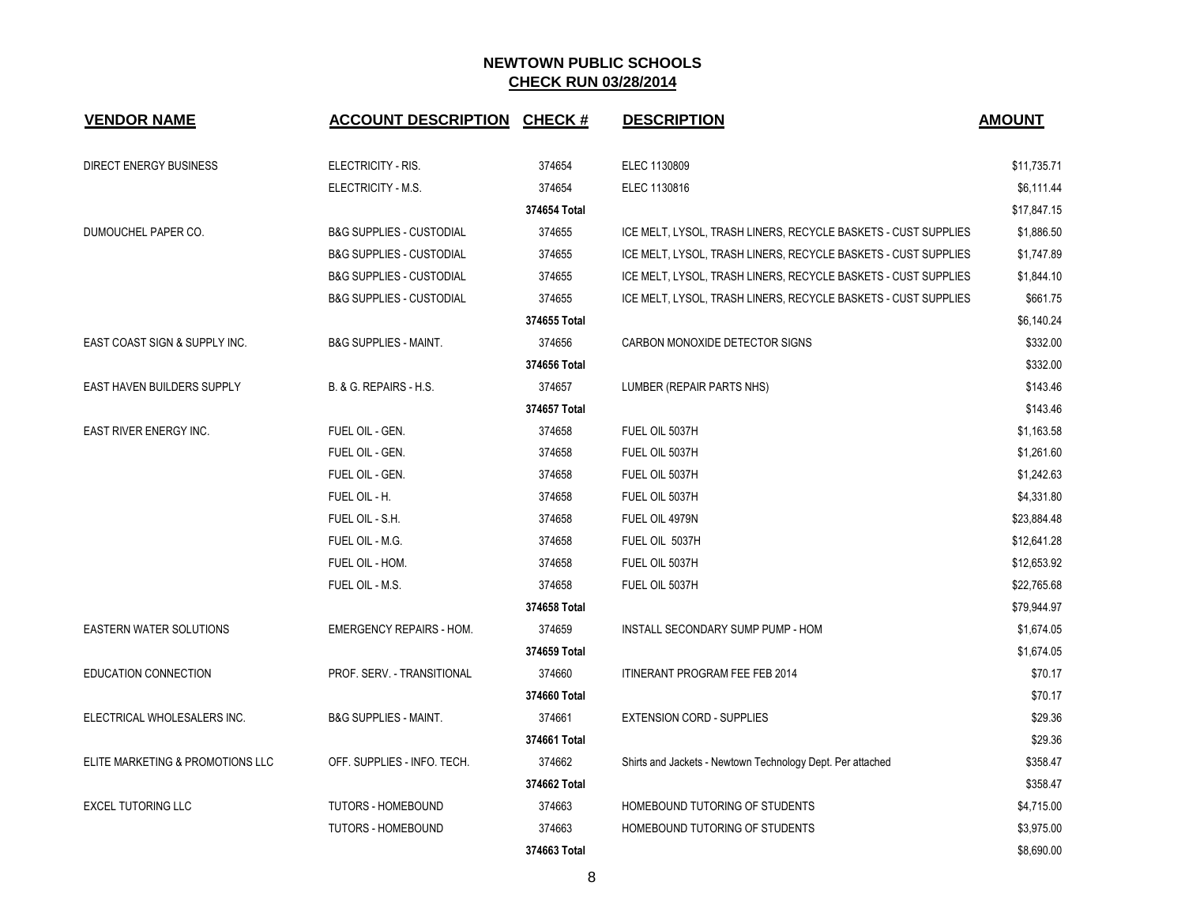## NEWTOWN PUBLIC SCHOOLS
## CHECK RUN 03/28/2014

| VENDOR NAME | ACCOUNT DESCRIPTION | CHECK # | DESCRIPTION | AMOUNT |
|---|---|---|---|---|
| DIRECT ENERGY BUSINESS | ELECTRICITY - RIS. | 374654 | ELEC 1130809 | $11,735.71 |
| | ELECTRICITY - M.S. | 374654 | ELEC 1130816 | $6,111.44 |
| | | **374654 Total** | | $17,847.15 |
| DUMOUCHEL PAPER CO. | B&G SUPPLIES - CUSTODIAL | 374655 | ICE MELT, LYSOL, TRASH LINERS, RECYCLE BASKETS - CUST SUPPLIES | $1,886.50 |
| | B&G SUPPLIES - CUSTODIAL | 374655 | ICE MELT, LYSOL, TRASH LINERS, RECYCLE BASKETS - CUST SUPPLIES | $1,747.89 |
| | B&G SUPPLIES - CUSTODIAL | 374655 | ICE MELT, LYSOL, TRASH LINERS, RECYCLE BASKETS - CUST SUPPLIES | $1,844.10 |
| | B&G SUPPLIES - CUSTODIAL | 374655 | ICE MELT, LYSOL, TRASH LINERS, RECYCLE BASKETS - CUST SUPPLIES | $661.75 |
| | | **374655 Total** | | $6,140.24 |
| EAST COAST SIGN & SUPPLY INC. | B&G SUPPLIES - MAINT. | 374656 | CARBON MONOXIDE DETECTOR SIGNS | $332.00 |
| | | **374656 Total** | | $332.00 |
| EAST HAVEN BUILDERS SUPPLY | B. & G. REPAIRS - H.S. | 374657 | LUMBER (REPAIR PARTS NHS) | $143.46 |
| | | **374657 Total** | | $143.46 |
| EAST RIVER ENERGY INC. | FUEL OIL - GEN. | 374658 | FUEL OIL 5037H | $1,163.58 |
| | FUEL OIL - GEN. | 374658 | FUEL OIL 5037H | $1,261.60 |
| | FUEL OIL - GEN. | 374658 | FUEL OIL 5037H | $1,242.63 |
| | FUEL OIL - H. | 374658 | FUEL OIL 5037H | $4,331.80 |
| | FUEL OIL - S.H. | 374658 | FUEL OIL 4979N | $23,884.48 |
| | FUEL OIL - M.G. | 374658 | FUEL OIL 5037H | $12,641.28 |
| | FUEL OIL - HOM. | 374658 | FUEL OIL 5037H | $12,653.92 |
| | FUEL OIL - M.S. | 374658 | FUEL OIL 5037H | $22,765.68 |
| | | **374658 Total** | | $79,944.97 |
| EASTERN WATER SOLUTIONS | EMERGENCY REPAIRS - HOM. | 374659 | INSTALL SECONDARY SUMP PUMP - HOM | $1,674.05 |
| | | **374659 Total** | | $1,674.05 |
| EDUCATION CONNECTION | PROF. SERV. - TRANSITIONAL | 374660 | ITINERANT PROGRAM FEE FEB 2014 | $70.17 |
| | | **374660 Total** | | $70.17 |
| ELECTRICAL WHOLESALERS INC. | B&G SUPPLIES - MAINT. | 374661 | EXTENSION CORD - SUPPLIES | $29.36 |
| | | **374661 Total** | | $29.36 |
| ELITE MARKETING & PROMOTIONS LLC | OFF. SUPPLIES - INFO. TECH. | 374662 | Shirts and Jackets - Newtown Technology Dept. Per attached | $358.47 |
| | | **374662 Total** | | $358.47 |
| EXCEL TUTORING LLC | TUTORS - HOMEBOUND | 374663 | HOMEBOUND TUTORING OF STUDENTS | $4,715.00 |
| | TUTORS - HOMEBOUND | 374663 | HOMEBOUND TUTORING OF STUDENTS | $3,975.00 |
| | | **374663 Total** | | $8,690.00 |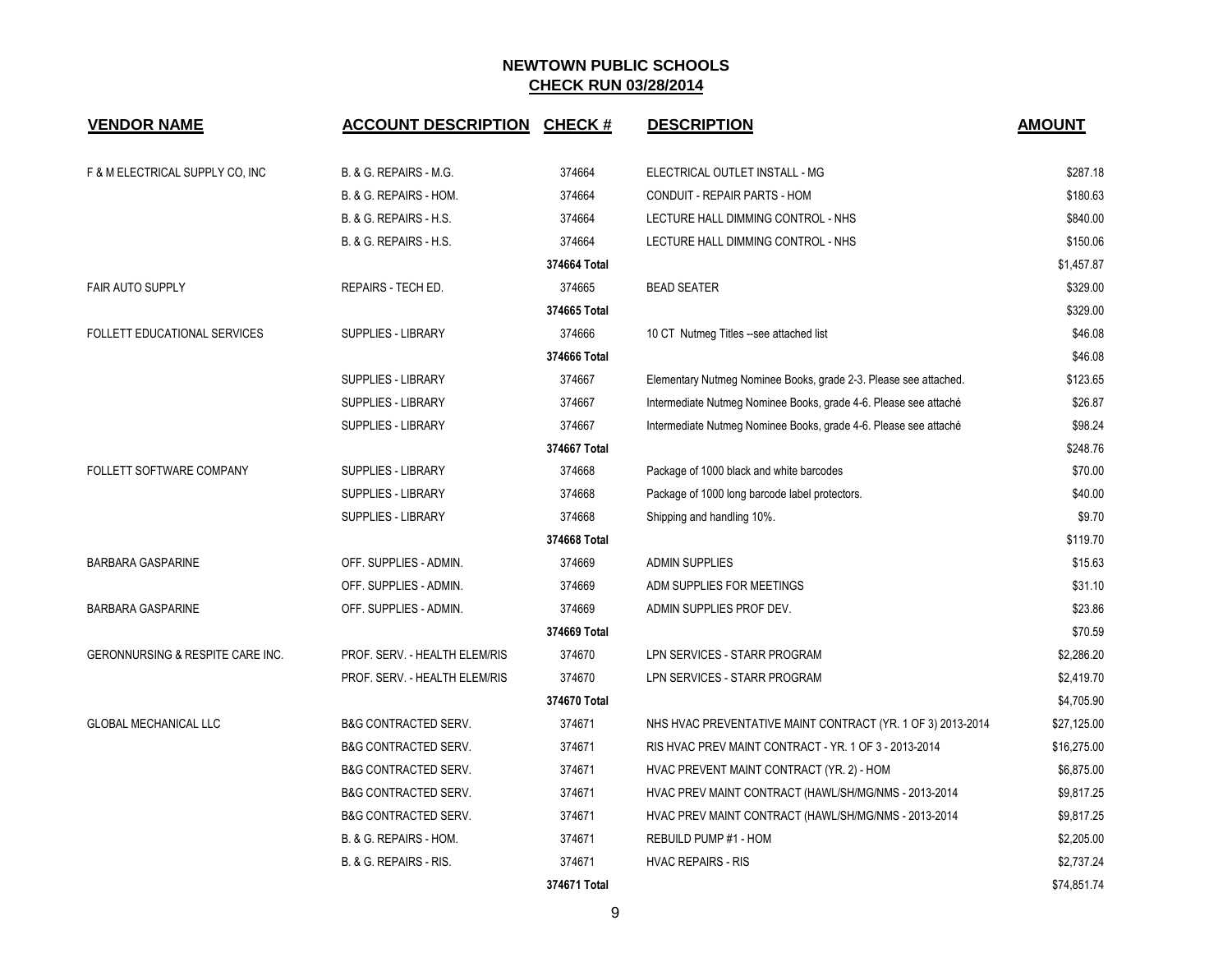# NEWTOWN PUBLIC SCHOOLS

## CHECK RUN 03/28/2014

| VENDOR NAME | ACCOUNT DESCRIPTION | CHECK # | DESCRIPTION | AMOUNT |
|---|---|---|---|---|
| F & M ELECTRICAL SUPPLY CO, INC | B. & G. REPAIRS - M.G. | 374664 | ELECTRICAL OUTLET INSTALL - MG | $287.18 |
| | B. & G. REPAIRS - HOM. | 374664 | CONDUIT - REPAIR PARTS - HOM | $180.63 |
| | B. & G. REPAIRS - H.S. | 374664 | LECTURE HALL DIMMING CONTROL - NHS | $840.00 |
| | B. & G. REPAIRS - H.S. | 374664 | LECTURE HALL DIMMING CONTROL - NHS | $150.06 |
| | | **374664 Total** | | $1,457.87 |
| FAIR AUTO SUPPLY | REPAIRS - TECH ED. | 374665 | BEAD SEATER | $329.00 |
| | | **374665 Total** | | $329.00 |
| FOLLETT EDUCATIONAL SERVICES | SUPPLIES - LIBRARY | 374666 | 10 CT Nutmeg Titles --see attached list | $46.08 |
| | | **374666 Total** | | $46.08 |
| | SUPPLIES - LIBRARY | 374667 | Elementary Nutmeg Nominee Books, grade 2-3. Please see attached. | $123.65 |
| | SUPPLIES - LIBRARY | 374667 | Intermediate Nutmeg Nominee Books, grade 4-6. Please see attaché | $26.87 |
| | SUPPLIES - LIBRARY | 374667 | Intermediate Nutmeg Nominee Books, grade 4-6. Please see attaché | $98.24 |
| | | **374667 Total** | | $248.76 |
| FOLLETT SOFTWARE COMPANY | SUPPLIES - LIBRARY | 374668 | Package of 1000 black and white barcodes | $70.00 |
| | SUPPLIES - LIBRARY | 374668 | Package of 1000 long barcode label protectors. | $40.00 |
| | SUPPLIES - LIBRARY | 374668 | Shipping and handling 10%. | $9.70 |
| | | **374668 Total** | | $119.70 |
| BARBARA GASPARINE | OFF. SUPPLIES - ADMIN. | 374669 | ADMIN SUPPLIES | $15.63 |
| | OFF. SUPPLIES - ADMIN. | 374669 | ADM SUPPLIES FOR MEETINGS | $31.10 |
| BARBARA GASPARINE | OFF. SUPPLIES - ADMIN. | 374669 | ADMIN SUPPLIES PROF DEV. | $23.86 |
| | | **374669 Total** | | $70.59 |
| GERONNURSING & RESPITE CARE INC. | PROF. SERV. - HEALTH ELEM/RIS | 374670 | LPN SERVICES - STARR PROGRAM | $2,286.20 |
| | PROF. SERV. - HEALTH ELEM/RIS | 374670 | LPN SERVICES - STARR PROGRAM | $2,419.70 |
| | | **374670 Total** | | $4,705.90 |
| GLOBAL MECHANICAL LLC | B&G CONTRACTED SERV. | 374671 | NHS HVAC PREVENTATIVE MAINT CONTRACT (YR. 1 OF 3) 2013-2014 | $27,125.00 |
| | B&G CONTRACTED SERV. | 374671 | RIS HVAC PREV MAINT CONTRACT - YR. 1 OF 3 - 2013-2014 | $16,275.00 |
| | B&G CONTRACTED SERV. | 374671 | HVAC PREVENT MAINT CONTRACT (YR. 2) - HOM | $6,875.00 |
| | B&G CONTRACTED SERV. | 374671 | HVAC PREV MAINT CONTRACT (HAWL/SH/MG/NMS - 2013-2014 | $9,817.25 |
| | B&G CONTRACTED SERV. | 374671 | HVAC PREV MAINT CONTRACT (HAWL/SH/MG/NMS - 2013-2014 | $9,817.25 |
| | B. & G. REPAIRS - HOM. | 374671 | REBUILD PUMP #1 - HOM | $2,205.00 |
| | B. & G. REPAIRS - RIS. | 374671 | HVAC REPAIRS - RIS | $2,737.24 |
| | | **374671 Total** | | $74,851.74 |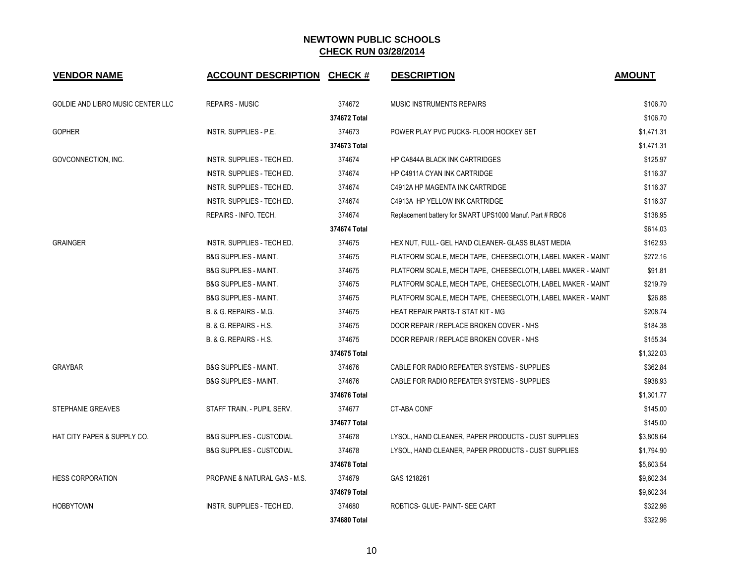# NEWTOWN PUBLIC SCHOOLS

## CHECK RUN 03/28/2014

| VENDOR NAME | ACCOUNT DESCRIPTION | CHECK # | DESCRIPTION | AMOUNT |
|---|---|---|---|---|
| GOLDIE AND LIBRO MUSIC CENTER LLC | REPAIRS - MUSIC | 374672 | MUSIC INSTRUMENTS REPAIRS | $106.70 |
| | | **374672 Total** | | $106.70 |
| GOPHER | INSTR. SUPPLIES - P.E. | 374673 | POWER PLAY PVC PUCKS- FLOOR HOCKEY SET | $1,471.31 |
| | | **374673 Total** | | $1,471.31 |
| GOVCONNECTION, INC. | INSTR. SUPPLIES - TECH ED. | 374674 | HP CA844A BLACK INK CARTRIDGES | $125.97 |
| | INSTR. SUPPLIES - TECH ED. | 374674 | HP C4911A CYAN INK CARTRIDGE | $116.37 |
| | INSTR. SUPPLIES - TECH ED. | 374674 | C4912A HP MAGENTA INK CARTRIDGE | $116.37 |
| | INSTR. SUPPLIES - TECH ED. | 374674 | C4913A HP YELLOW INK CARTRIDGE | $116.37 |
| | REPAIRS - INFO. TECH. | 374674 | Replacement battery for SMART UPS1000 Manuf. Part # RBC6 | $138.95 |
| | | **374674 Total** | | $614.03 |
| GRAINGER | INSTR. SUPPLIES - TECH ED. | 374675 | HEX NUT, FULL- GEL HAND CLEANER- GLASS BLAST MEDIA | $162.93 |
| | B&G SUPPLIES - MAINT. | 374675 | PLATFORM SCALE, MECH TAPE, CHEESECLOTH, LABEL MAKER - MAINT | $272.16 |
| | B&G SUPPLIES - MAINT. | 374675 | PLATFORM SCALE, MECH TAPE, CHEESECLOTH, LABEL MAKER - MAINT | $91.81 |
| | B&G SUPPLIES - MAINT. | 374675 | PLATFORM SCALE, MECH TAPE, CHEESECLOTH, LABEL MAKER - MAINT | $219.79 |
| | B&G SUPPLIES - MAINT. | 374675 | PLATFORM SCALE, MECH TAPE, CHEESECLOTH, LABEL MAKER - MAINT | $26.88 |
| | B. & G. REPAIRS - M.G. | 374675 | HEAT REPAIR PARTS-T STAT KIT - MG | $208.74 |
| | B. & G. REPAIRS - H.S. | 374675 | DOOR REPAIR / REPLACE BROKEN COVER - NHS | $184.38 |
| | B. & G. REPAIRS - H.S. | 374675 | DOOR REPAIR / REPLACE BROKEN COVER - NHS | $155.34 |
| | | **374675 Total** | | $1,322.03 |
| GRAYBAR | B&G SUPPLIES - MAINT. | 374676 | CABLE FOR RADIO REPEATER SYSTEMS - SUPPLIES | $362.84 |
| | B&G SUPPLIES - MAINT. | 374676 | CABLE FOR RADIO REPEATER SYSTEMS - SUPPLIES | $938.93 |
| | | **374676 Total** | | $1,301.77 |
| STEPHANIE GREAVES | STAFF TRAIN. - PUPIL SERV. | 374677 | CT-ABA CONF | $145.00 |
| | | **374677 Total** | | $145.00 |
| HAT CITY PAPER & SUPPLY CO. | B&G SUPPLIES - CUSTODIAL | 374678 | LYSOL, HAND CLEANER, PAPER PRODUCTS - CUST SUPPLIES | $3,808.64 |
| | B&G SUPPLIES - CUSTODIAL | 374678 | LYSOL, HAND CLEANER, PAPER PRODUCTS - CUST SUPPLIES | $1,794.90 |
| | | **374678 Total** | | $5,603.54 |
| HESS CORPORATION | PROPANE & NATURAL GAS - M.S. | 374679 | GAS 1218261 | $9,602.34 |
| | | **374679 Total** | | $9,602.34 |
| HOBBYTOWN | INSTR. SUPPLIES - TECH ED. | 374680 | ROBTICS- GLUE- PAINT- SEE CART | $322.96 |
| | | **374680 Total** | | $322.96 |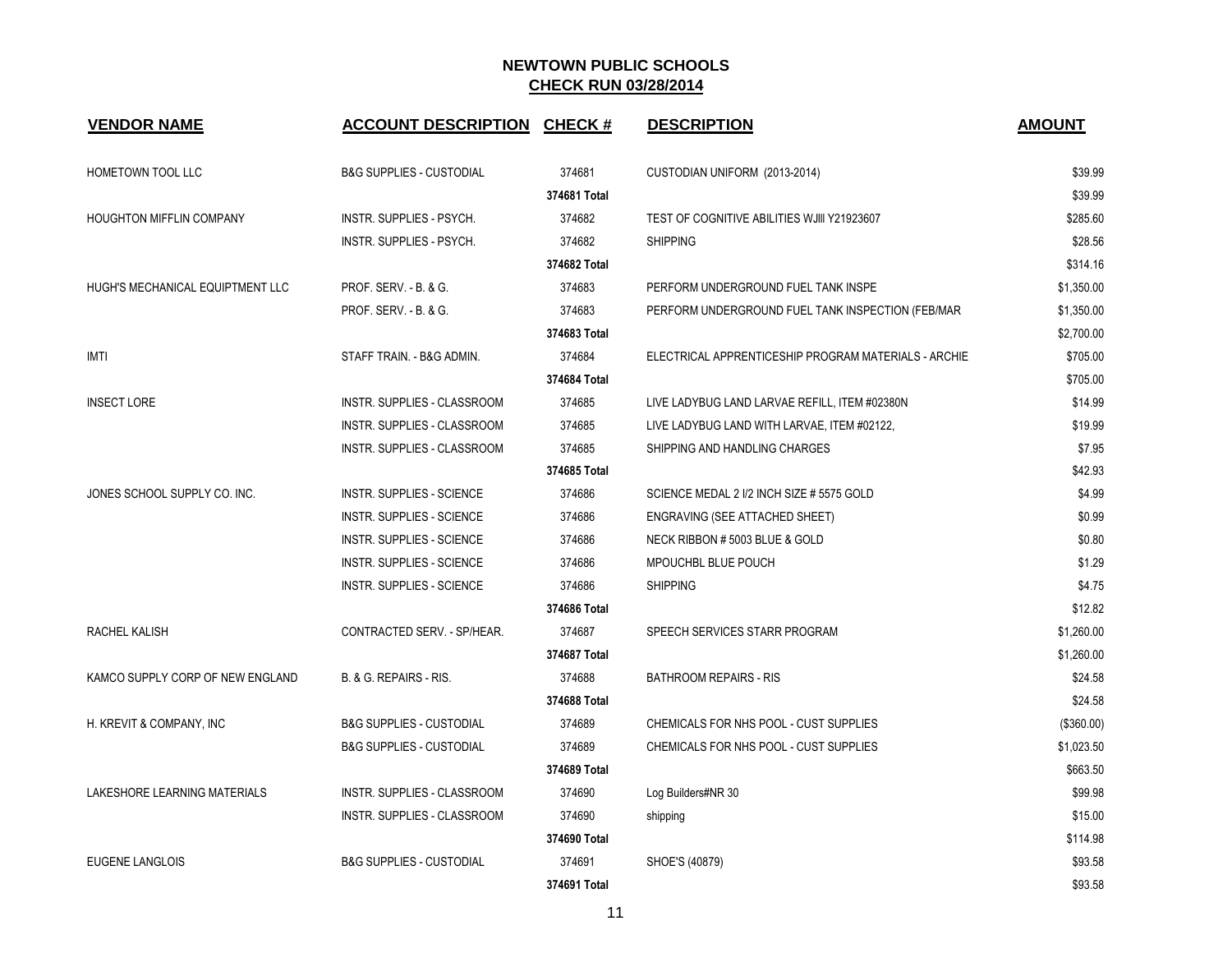**NEWTOWN PUBLIC SCHOOLS**
**CHECK RUN 03/28/2014**

| VENDOR NAME | ACCOUNT DESCRIPTION | CHECK # | DESCRIPTION | AMOUNT |
|---|---|---|---|---|
| HOMETOWN TOOL LLC | B&G SUPPLIES - CUSTODIAL | 374681 | CUSTODIAN UNIFORM (2013-2014) | $39.99 |
| | | **374681 Total** | | $39.99 |
| HOUGHTON MIFFLIN COMPANY | INSTR. SUPPLIES - PSYCH. | 374682 | TEST OF COGNITIVE ABILITIES WJIII Y21923607 | $285.60 |
| | INSTR. SUPPLIES - PSYCH. | 374682 | SHIPPING | $28.56 |
| | | **374682 Total** | | $314.16 |
| HUGH'S MECHANICAL EQUIPTMENT LLC | PROF. SERV. - B. & G. | 374683 | PERFORM UNDERGROUND FUEL TANK INSPE | $1,350.00 |
| | PROF. SERV. - B. & G. | 374683 | PERFORM UNDERGROUND FUEL TANK INSPECTION (FEB/MAR | $1,350.00 |
| | | **374683 Total** | | $2,700.00 |
| IMTI | STAFF TRAIN. - B&G ADMIN. | 374684 | ELECTRICAL APPRENTICESHIP PROGRAM MATERIALS - ARCHIE | $705.00 |
| | | **374684 Total** | | $705.00 |
| INSECT LORE | INSTR. SUPPLIES - CLASSROOM | 374685 | LIVE LADYBUG LAND LARVAE REFILL, ITEM #02380N | $14.99 |
| | INSTR. SUPPLIES - CLASSROOM | 374685 | LIVE LADYBUG LAND WITH LARVAE, ITEM #02122, | $19.99 |
| | INSTR. SUPPLIES - CLASSROOM | 374685 | SHIPPING AND HANDLING CHARGES | $7.95 |
| | | **374685 Total** | | $42.93 |
| JONES SCHOOL SUPPLY CO. INC. | INSTR. SUPPLIES - SCIENCE | 374686 | SCIENCE MEDAL 2 I/2 INCH SIZE # 5575 GOLD | $4.99 |
| | INSTR. SUPPLIES - SCIENCE | 374686 | ENGRAVING (SEE ATTACHED SHEET) | $0.99 |
| | INSTR. SUPPLIES - SCIENCE | 374686 | NECK RIBBON # 5003 BLUE & GOLD | $0.80 |
| | INSTR. SUPPLIES - SCIENCE | 374686 | MPOUCHBL BLUE POUCH | $1.29 |
| | INSTR. SUPPLIES - SCIENCE | 374686 | SHIPPING | $4.75 |
| | | **374686 Total** | | $12.82 |
| RACHEL KALISH | CONTRACTED SERV. - SP/HEAR. | 374687 | SPEECH SERVICES STARR PROGRAM | $1,260.00 |
| | | **374687 Total** | | $1,260.00 |
| KAMCO SUPPLY CORP OF NEW ENGLAND | B. & G. REPAIRS - RIS. | 374688 | BATHROOM REPAIRS - RIS | $24.58 |
| | | **374688 Total** | | $24.58 |
| H. KREVIT & COMPANY, INC | B&G SUPPLIES - CUSTODIAL | 374689 | CHEMICALS FOR NHS POOL - CUST SUPPLIES | ($360.00) |
| | B&G SUPPLIES - CUSTODIAL | 374689 | CHEMICALS FOR NHS POOL - CUST SUPPLIES | $1,023.50 |
| | | **374689 Total** | | $663.50 |
| LAKESHORE LEARNING MATERIALS | INSTR. SUPPLIES - CLASSROOM | 374690 | Log Builders#NR 30 | $99.98 |
| | INSTR. SUPPLIES - CLASSROOM | 374690 | shipping | $15.00 |
| | | **374690 Total** | | $114.98 |
| EUGENE LANGLOIS | B&G SUPPLIES - CUSTODIAL | 374691 | SHOE'S (40879) | $93.58 |
| | | **374691 Total** | | $93.58 |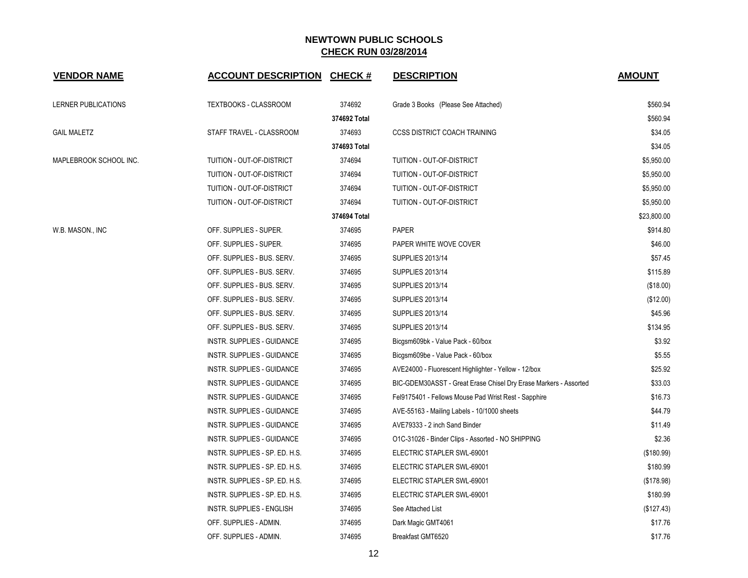# NEWTOWN PUBLIC SCHOOLS

## CHECK RUN 03/28/2014

| VENDOR NAME | ACCOUNT DESCRIPTION | CHECK # | DESCRIPTION | AMOUNT |
|---|---|---|---|---|
| LERNER PUBLICATIONS | TEXTBOOKS - CLASSROOM | 374692 | Grade 3 Books (Please See Attached) | $560.94 |
| | | **374692 Total** | | $560.94 |
| GAIL MALETZ | STAFF TRAVEL - CLASSROOM | 374693 | CCSS DISTRICT COACH TRAINING | $34.05 |
| | | **374693 Total** | | $34.05 |
| MAPLEBROOK SCHOOL INC. | TUITION - OUT-OF-DISTRICT | 374694 | TUITION - OUT-OF-DISTRICT | $5,950.00 |
| | TUITION - OUT-OF-DISTRICT | 374694 | TUITION - OUT-OF-DISTRICT | $5,950.00 |
| | TUITION - OUT-OF-DISTRICT | 374694 | TUITION - OUT-OF-DISTRICT | $5,950.00 |
| | TUITION - OUT-OF-DISTRICT | 374694 | TUITION - OUT-OF-DISTRICT | $5,950.00 |
| | | **374694 Total** | | $23,800.00 |
| W.B. MASON., INC | OFF. SUPPLIES - SUPER. | 374695 | PAPER | $914.80 |
| | OFF. SUPPLIES - SUPER. | 374695 | PAPER WHITE WOVE COVER | $46.00 |
| | OFF. SUPPLIES - BUS. SERV. | 374695 | SUPPLIES 2013/14 | $57.45 |
| | OFF. SUPPLIES - BUS. SERV. | 374695 | SUPPLIES 2013/14 | $115.89 |
| | OFF. SUPPLIES - BUS. SERV. | 374695 | SUPPLIES 2013/14 | ($18.00) |
| | OFF. SUPPLIES - BUS. SERV. | 374695 | SUPPLIES 2013/14 | ($12.00) |
| | OFF. SUPPLIES - BUS. SERV. | 374695 | SUPPLIES 2013/14 | $45.96 |
| | OFF. SUPPLIES - BUS. SERV. | 374695 | SUPPLIES 2013/14 | $134.95 |
| | INSTR. SUPPLIES - GUIDANCE | 374695 | Bicgsm609bk - Value Pack - 60/box | $3.92 |
| | INSTR. SUPPLIES - GUIDANCE | 374695 | Bicgsm609be - Value Pack - 60/box | $5.55 |
| | INSTR. SUPPLIES - GUIDANCE | 374695 | AVE24000 - Fluorescent Highlighter - Yellow - 12/box | $25.92 |
| | INSTR. SUPPLIES - GUIDANCE | 374695 | BIC-GDEM30ASST - Great Erase Chisel Dry Erase Markers - Assorted | $33.03 |
| | INSTR. SUPPLIES - GUIDANCE | 374695 | Fel9175401 - Fellows Mouse Pad Wrist Rest - Sapphire | $16.73 |
| | INSTR. SUPPLIES - GUIDANCE | 374695 | AVE-55163 - Mailing Labels - 10/1000 sheets | $44.79 |
| | INSTR. SUPPLIES - GUIDANCE | 374695 | AVE79333 - 2 inch Sand Binder | $11.49 |
| | INSTR. SUPPLIES - GUIDANCE | 374695 | O1C-31026 - Binder Clips - Assorted - NO SHIPPING | $2.36 |
| | INSTR. SUPPLIES - SP. ED. H.S. | 374695 | ELECTRIC STAPLER SWL-69001 | ($180.99) |
| | INSTR. SUPPLIES - SP. ED. H.S. | 374695 | ELECTRIC STAPLER SWL-69001 | $180.99 |
| | INSTR. SUPPLIES - SP. ED. H.S. | 374695 | ELECTRIC STAPLER SWL-69001 | ($178.98) |
| | INSTR. SUPPLIES - SP. ED. H.S. | 374695 | ELECTRIC STAPLER SWL-69001 | $180.99 |
| | INSTR. SUPPLIES - ENGLISH | 374695 | See Attached List | ($127.43) |
| | OFF. SUPPLIES - ADMIN. | 374695 | Dark Magic GMT4061 | $17.76 |
| | OFF. SUPPLIES - ADMIN. | 374695 | Breakfast GMT6520 | $17.76 |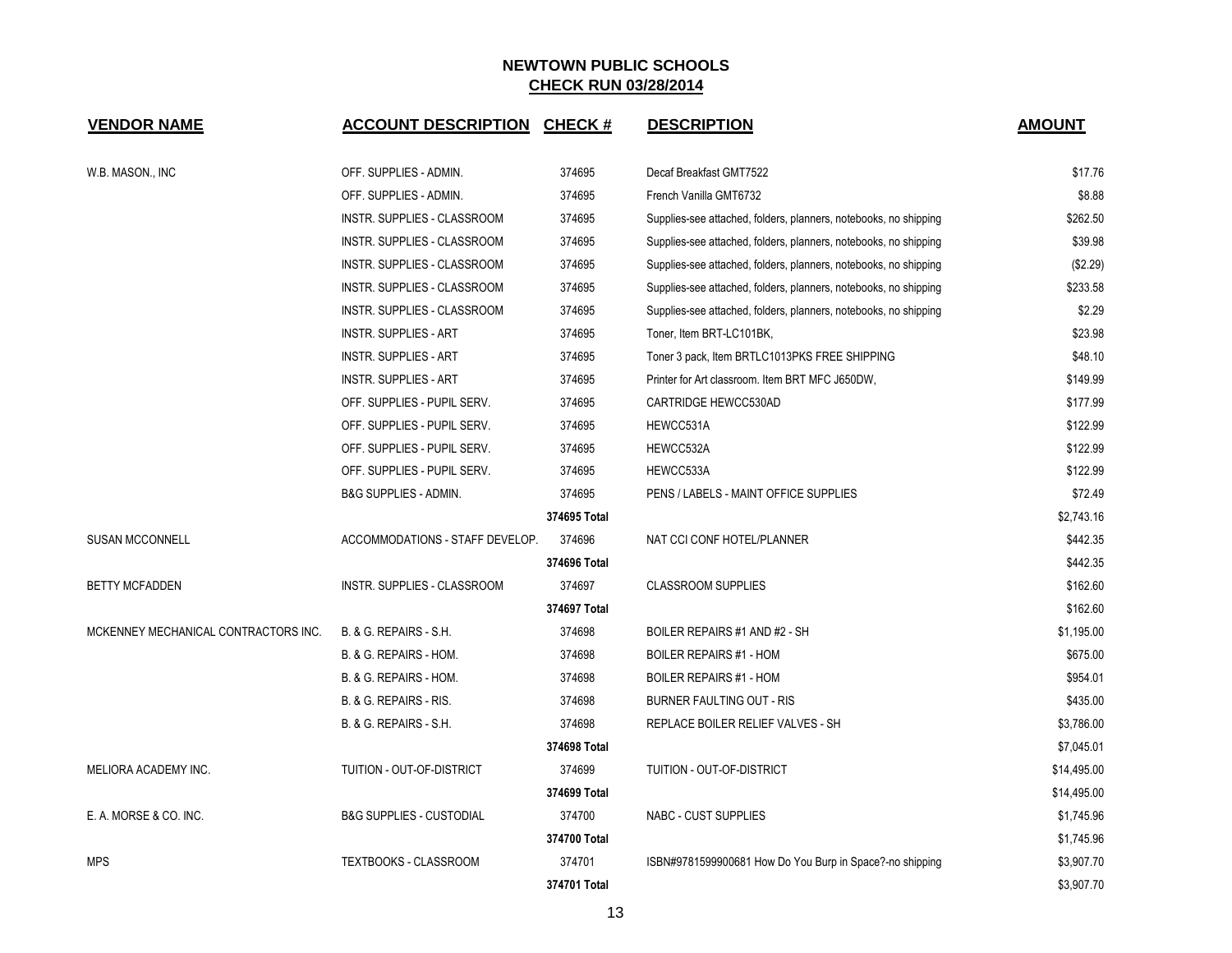# NEWTOWN PUBLIC SCHOOLS
## CHECK RUN 03/28/2014

| VENDOR NAME | ACCOUNT DESCRIPTION | CHECK # | DESCRIPTION | AMOUNT |
|---|---|---|---|---|
| W.B. MASON., INC | OFF. SUPPLIES - ADMIN. | 374695 | Decaf Breakfast GMT7522 | $17.76 |
| | OFF. SUPPLIES - ADMIN. | 374695 | French Vanilla GMT6732 | $8.88 |
| | INSTR. SUPPLIES - CLASSROOM | 374695 | Supplies-see attached, folders, planners, notebooks, no shipping | $262.50 |
| | INSTR. SUPPLIES - CLASSROOM | 374695 | Supplies-see attached, folders, planners, notebooks, no shipping | $39.98 |
| | INSTR. SUPPLIES - CLASSROOM | 374695 | Supplies-see attached, folders, planners, notebooks, no shipping | ($2.29) |
| | INSTR. SUPPLIES - CLASSROOM | 374695 | Supplies-see attached, folders, planners, notebooks, no shipping | $233.58 |
| | INSTR. SUPPLIES - CLASSROOM | 374695 | Supplies-see attached, folders, planners, notebooks, no shipping | $2.29 |
| | INSTR. SUPPLIES - ART | 374695 | Toner, Item BRT-LC101BK, | $23.98 |
| | INSTR. SUPPLIES - ART | 374695 | Toner 3 pack, Item BRTLC1013PKS FREE SHIPPING | $48.10 |
| | INSTR. SUPPLIES - ART | 374695 | Printer for Art classroom. Item BRT MFC J650DW, | $149.99 |
| | OFF. SUPPLIES - PUPIL SERV. | 374695 | CARTRIDGE HEWCC530AD | $177.99 |
| | OFF. SUPPLIES - PUPIL SERV. | 374695 | HEWCC531A | $122.99 |
| | OFF. SUPPLIES - PUPIL SERV. | 374695 | HEWCC532A | $122.99 |
| | OFF. SUPPLIES - PUPIL SERV. | 374695 | HEWCC533A | $122.99 |
| | B&G SUPPLIES - ADMIN. | 374695 | PENS / LABELS - MAINT OFFICE SUPPLIES | $72.49 |
| | | **374695 Total** | | $2,743.16 |
| SUSAN MCCONNELL | ACCOMMODATIONS - STAFF DEVELOP. | 374696 | NAT CCI CONF HOTEL/PLANNER | $442.35 |
| | | **374696 Total** | | $442.35 |
| BETTY MCFADDEN | INSTR. SUPPLIES - CLASSROOM | 374697 | CLASSROOM SUPPLIES | $162.60 |
| | | **374697 Total** | | $162.60 |
| MCKENNEY MECHANICAL CONTRACTORS INC. | B. & G. REPAIRS - S.H. | 374698 | BOILER REPAIRS #1 AND #2 - SH | $1,195.00 |
| | B. & G. REPAIRS - HOM. | 374698 | BOILER REPAIRS #1 - HOM | $675.00 |
| | B. & G. REPAIRS - HOM. | 374698 | BOILER REPAIRS #1 - HOM | $954.01 |
| | B. & G. REPAIRS - RIS. | 374698 | BURNER FAULTING OUT - RIS | $435.00 |
| | B. & G. REPAIRS - S.H. | 374698 | REPLACE BOILER RELIEF VALVES - SH | $3,786.00 |
| | | **374698 Total** | | $7,045.01 |
| MELIORA ACADEMY INC. | TUITION - OUT-OF-DISTRICT | 374699 | TUITION - OUT-OF-DISTRICT | $14,495.00 |
| | | **374699 Total** | | $14,495.00 |
| E. A. MORSE & CO. INC. | B&G SUPPLIES - CUSTODIAL | 374700 | NABC - CUST SUPPLIES | $1,745.96 |
| | | **374700 Total** | | $1,745.96 |
| MPS | TEXTBOOKS - CLASSROOM | 374701 | ISBN#9781599900681 How Do You Burp in Space?-no shipping | $3,907.70 |
| | | **374701 Total** | | $3,907.70 |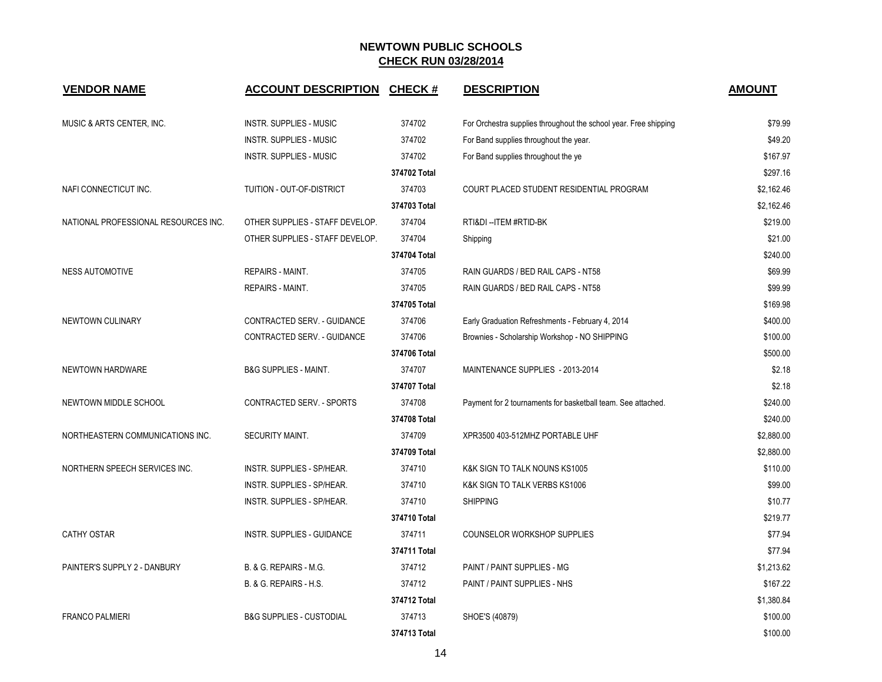# NEWTOWN PUBLIC SCHOOLS

## CHECK RUN 03/28/2014

| VENDOR NAME | ACCOUNT DESCRIPTION | CHECK # | DESCRIPTION | AMOUNT |
|---|---|---|---|---|
| MUSIC & ARTS CENTER, INC. | INSTR. SUPPLIES - MUSIC | 374702 | For Orchestra supplies throughout the school year. Free shipping | $79.99 |
| | INSTR. SUPPLIES - MUSIC | 374702 | For Band supplies throughout the year. | $49.20 |
| | INSTR. SUPPLIES - MUSIC | 374702 | For Band supplies throughout the ye | $167.97 |
| | | **374702 Total** | | $297.16 |
| NAFI CONNECTICUT INC. | TUITION - OUT-OF-DISTRICT | 374703 | COURT PLACED STUDENT RESIDENTIAL PROGRAM | $2,162.46 |
| | | **374703 Total** | | $2,162.46 |
| NATIONAL PROFESSIONAL RESOURCES INC. | OTHER SUPPLIES - STAFF DEVELOP. | 374704 | RTI&DI --ITEM #RTID-BK | $219.00 |
| | OTHER SUPPLIES - STAFF DEVELOP. | 374704 | Shipping | $21.00 |
| | | **374704 Total** | | $240.00 |
| NESS AUTOMOTIVE | REPAIRS - MAINT. | 374705 | RAIN GUARDS / BED RAIL CAPS - NT58 | $69.99 |
| | REPAIRS - MAINT. | 374705 | RAIN GUARDS / BED RAIL CAPS - NT58 | $99.99 |
| | | **374705 Total** | | $169.98 |
| NEWTOWN CULINARY | CONTRACTED SERV. - GUIDANCE | 374706 | Early Graduation Refreshments - February 4, 2014 | $400.00 |
| | CONTRACTED SERV. - GUIDANCE | 374706 | Brownies - Scholarship Workshop - NO SHIPPING | $100.00 |
| | | **374706 Total** | | $500.00 |
| NEWTOWN HARDWARE | B&G SUPPLIES - MAINT. | 374707 | MAINTENANCE SUPPLIES - 2013-2014 | $2.18 |
| | | **374707 Total** | | $2.18 |
| NEWTOWN MIDDLE SCHOOL | CONTRACTED SERV. - SPORTS | 374708 | Payment for 2 tournaments for basketball team. See attached. | $240.00 |
| | | **374708 Total** | | $240.00 |
| NORTHEASTERN COMMUNICATIONS INC. | SECURITY MAINT. | 374709 | XPR3500 403-512MHZ PORTABLE UHF | $2,880.00 |
| | | **374709 Total** | | $2,880.00 |
| NORTHERN SPEECH SERVICES INC. | INSTR. SUPPLIES - SP/HEAR. | 374710 | K&K SIGN TO TALK NOUNS KS1005 | $110.00 |
| | INSTR. SUPPLIES - SP/HEAR. | 374710 | K&K SIGN TO TALK VERBS KS1006 | $99.00 |
| | INSTR. SUPPLIES - SP/HEAR. | 374710 | SHIPPING | $10.77 |
| | | **374710 Total** | | $219.77 |
| CATHY OSTAR | INSTR. SUPPLIES - GUIDANCE | 374711 | COUNSELOR WORKSHOP SUPPLIES | $77.94 |
| | | **374711 Total** | | $77.94 |
| PAINTER'S SUPPLY 2 - DANBURY | B. & G. REPAIRS - M.G. | 374712 | PAINT / PAINT SUPPLIES - MG | $1,213.62 |
| | B. & G. REPAIRS - H.S. | 374712 | PAINT / PAINT SUPPLIES - NHS | $167.22 |
| | | **374712 Total** | | $1,380.84 |
| FRANCO PALMIERI | B&G SUPPLIES - CUSTODIAL | 374713 | SHOE'S (40879) | $100.00 |
| | | **374713 Total** | | $100.00 |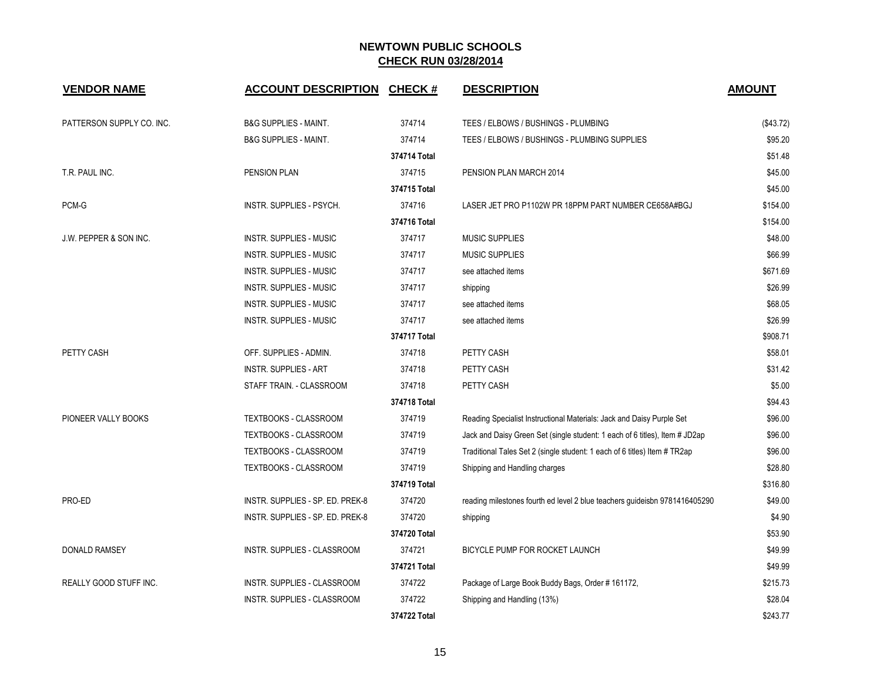## NEWTOWN PUBLIC SCHOOLS
## CHECK RUN 03/28/2014

| VENDOR NAME | ACCOUNT DESCRIPTION | CHECK # | DESCRIPTION | AMOUNT |
|---|---|---|---|---|
| PATTERSON SUPPLY CO. INC. | B&G SUPPLIES - MAINT. | 374714 | TEES / ELBOWS / BUSHINGS - PLUMBING | ($43.72) |
| | B&G SUPPLIES - MAINT. | 374714 | TEES / ELBOWS / BUSHINGS - PLUMBING SUPPLIES | $95.20 |
| | | **374714 Total** | | $51.48 |
| T.R. PAUL INC. | PENSION PLAN | 374715 | PENSION PLAN MARCH 2014 | $45.00 |
| | | **374715 Total** | | $45.00 |
| PCM-G | INSTR. SUPPLIES - PSYCH. | 374716 | LASER JET PRO P1102W PR 18PPM PART NUMBER CE658A#BGJ | $154.00 |
| | | **374716 Total** | | $154.00 |
| J.W. PEPPER & SON INC. | INSTR. SUPPLIES - MUSIC | 374717 | MUSIC SUPPLIES | $48.00 |
| | INSTR. SUPPLIES - MUSIC | 374717 | MUSIC SUPPLIES | $66.99 |
| | INSTR. SUPPLIES - MUSIC | 374717 | see attached items | $671.69 |
| | INSTR. SUPPLIES - MUSIC | 374717 | shipping | $26.99 |
| | INSTR. SUPPLIES - MUSIC | 374717 | see attached items | $68.05 |
| | INSTR. SUPPLIES - MUSIC | 374717 | see attached items | $26.99 |
| | | **374717 Total** | | $908.71 |
| PETTY CASH | OFF. SUPPLIES - ADMIN. | 374718 | PETTY CASH | $58.01 |
| | INSTR. SUPPLIES - ART | 374718 | PETTY CASH | $31.42 |
| | STAFF TRAIN. - CLASSROOM | 374718 | PETTY CASH | $5.00 |
| | | **374718 Total** | | $94.43 |
| PIONEER VALLY BOOKS | TEXTBOOKS - CLASSROOM | 374719 | Reading Specialist Instructional Materials: Jack and Daisy Purple Set | $96.00 |
| | TEXTBOOKS - CLASSROOM | 374719 | Jack and Daisy Green Set (single student: 1 each of 6 titles), Item # JD2ap | $96.00 |
| | TEXTBOOKS - CLASSROOM | 374719 | Traditional Tales Set 2 (single student: 1 each of 6 titles) Item # TR2ap | $96.00 |
| | TEXTBOOKS - CLASSROOM | 374719 | Shipping and Handling charges | $28.80 |
| | | **374719 Total** | | $316.80 |
| PRO-ED | INSTR. SUPPLIES - SP. ED. PREK-8 | 374720 | reading milestones fourth ed level 2 blue teachers guideisbn 9781416405290 | $49.00 |
| | INSTR. SUPPLIES - SP. ED. PREK-8 | 374720 | shipping | $4.90 |
| | | **374720 Total** | | $53.90 |
| DONALD RAMSEY | INSTR. SUPPLIES - CLASSROOM | 374721 | BICYCLE PUMP FOR ROCKET LAUNCH | $49.99 |
| | | **374721 Total** | | $49.99 |
| REALLY GOOD STUFF INC. | INSTR. SUPPLIES - CLASSROOM | 374722 | Package of Large Book Buddy Bags, Order # 161172, | $215.73 |
| | INSTR. SUPPLIES - CLASSROOM | 374722 | Shipping and Handling (13%) | $28.04 |
| | | **374722 Total** | | $243.77 |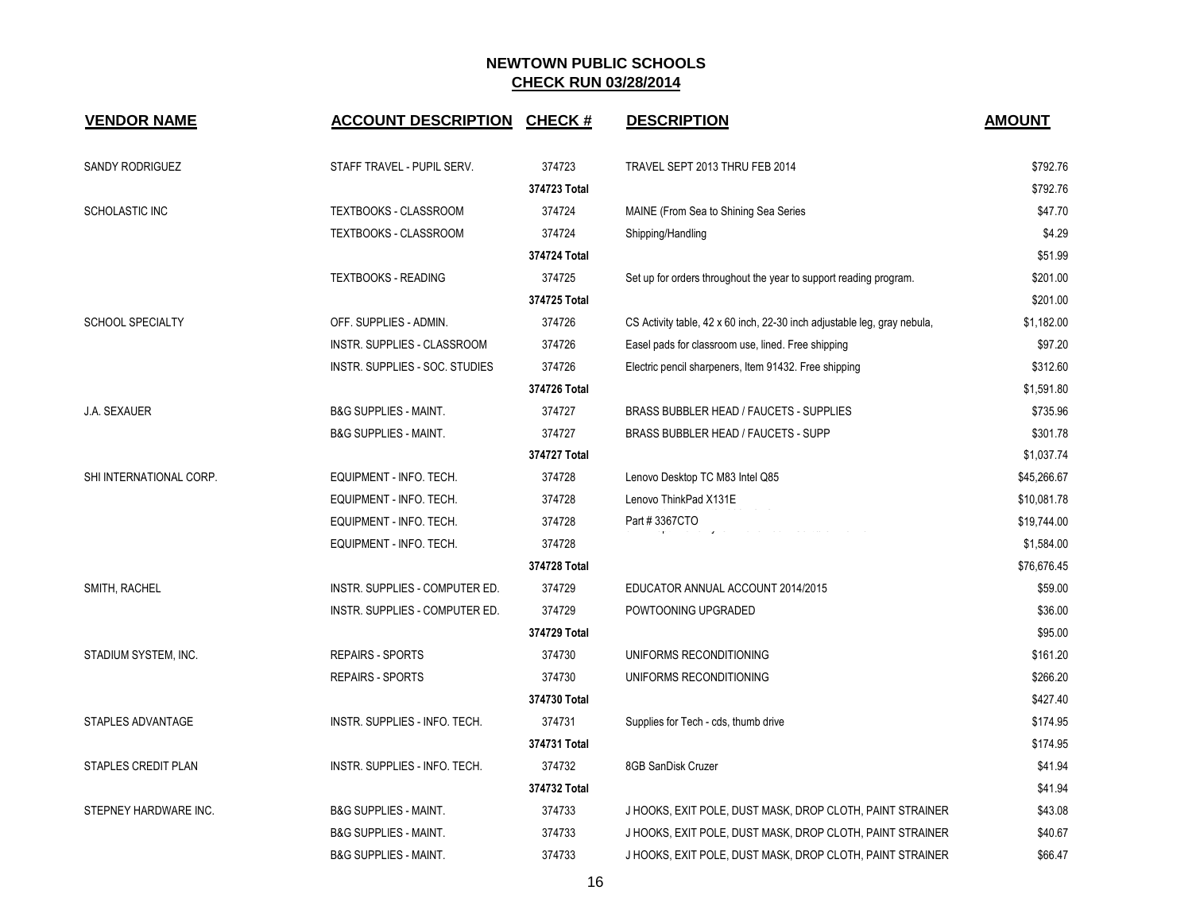# NEWTOWN PUBLIC SCHOOLS

## CHECK RUN 03/28/2014

| VENDOR NAME | ACCOUNT DESCRIPTION | CHECK # | DESCRIPTION | AMOUNT |
|---|---|---|---|---|
| SANDY RODRIGUEZ | STAFF TRAVEL - PUPIL SERV. | 374723 | TRAVEL SEPT 2013 THRU FEB 2014 | $792.76 |
| | | **374723 Total** | | $792.76 |
| SCHOLASTIC INC | TEXTBOOKS - CLASSROOM | 374724 | MAINE (From Sea to Shining Sea Series | $47.70 |
| | TEXTBOOKS - CLASSROOM | 374724 | Shipping/Handling | $4.29 |
| | | **374724 Total** | | $51.99 |
| | TEXTBOOKS - READING | 374725 | Set up for orders throughout the year to support reading program. | $201.00 |
| | | **374725 Total** | | $201.00 |
| SCHOOL SPECIALTY | OFF. SUPPLIES - ADMIN. | 374726 | CS Activity table, 42 x 60 inch, 22-30 inch adjustable leg, gray nebula, | $1,182.00 |
| | INSTR. SUPPLIES - CLASSROOM | 374726 | Easel pads for classroom use, lined. Free shipping | $97.20 |
| | INSTR. SUPPLIES - SOC. STUDIES | 374726 | Electric pencil sharpeners, Item 91432. Free shipping | $312.60 |
| | | **374726 Total** | | $1,591.80 |
| J.A. SEXAUER | B&G SUPPLIES - MAINT. | 374727 | BRASS BUBBLER HEAD / FAUCETS - SUPPLIES | $735.96 |
| | B&G SUPPLIES - MAINT. | 374727 | BRASS BUBBLER HEAD / FAUCETS - SUPP | $301.78 |
| | | **374727 Total** | | $1,037.74 |
| SHI INTERNATIONAL CORP. | EQUIPMENT - INFO. TECH. | 374728 | Lenovo Desktop TC M83 Intel Q85 | $45,266.67 |
| | EQUIPMENT - INFO. TECH. | 374728 | Lenovo ThinkPad X131E | $10,081.78 |
| | EQUIPMENT - INFO. TECH. | 374728 | Part # 3367CTO | $19,744.00 |
| | EQUIPMENT - INFO. TECH. | 374728 | | $1,584.00 |
| | | **374728 Total** | | $76,676.45 |
| SMITH, RACHEL | INSTR. SUPPLIES - COMPUTER ED. | 374729 | EDUCATOR ANNUAL ACCOUNT 2014/2015 | $59.00 |
| | INSTR. SUPPLIES - COMPUTER ED. | 374729 | POWTOONING UPGRADED | $36.00 |
| | | **374729 Total** | | $95.00 |
| STADIUM SYSTEM, INC. | REPAIRS - SPORTS | 374730 | UNIFORMS RECONDITIONING | $161.20 |
| | REPAIRS - SPORTS | 374730 | UNIFORMS RECONDITIONING | $266.20 |
| | | **374730 Total** | | $427.40 |
| STAPLES ADVANTAGE | INSTR. SUPPLIES - INFO. TECH. | 374731 | Supplies for Tech - cds, thumb drive | $174.95 |
| | | **374731 Total** | | $174.95 |
| STAPLES CREDIT PLAN | INSTR. SUPPLIES - INFO. TECH. | 374732 | 8GB SanDisk Cruzer | $41.94 |
| | | **374732 Total** | | $41.94 |
| STEPNEY HARDWARE INC. | B&G SUPPLIES - MAINT. | 374733 | J HOOKS, EXIT POLE, DUST MASK, DROP CLOTH, PAINT STRAINER | $43.08 |
| | B&G SUPPLIES - MAINT. | 374733 | J HOOKS, EXIT POLE, DUST MASK, DROP CLOTH, PAINT STRAINER | $40.67 |
| | B&G SUPPLIES - MAINT. | 374733 | J HOOKS, EXIT POLE, DUST MASK, DROP CLOTH, PAINT STRAINER | $66.47 |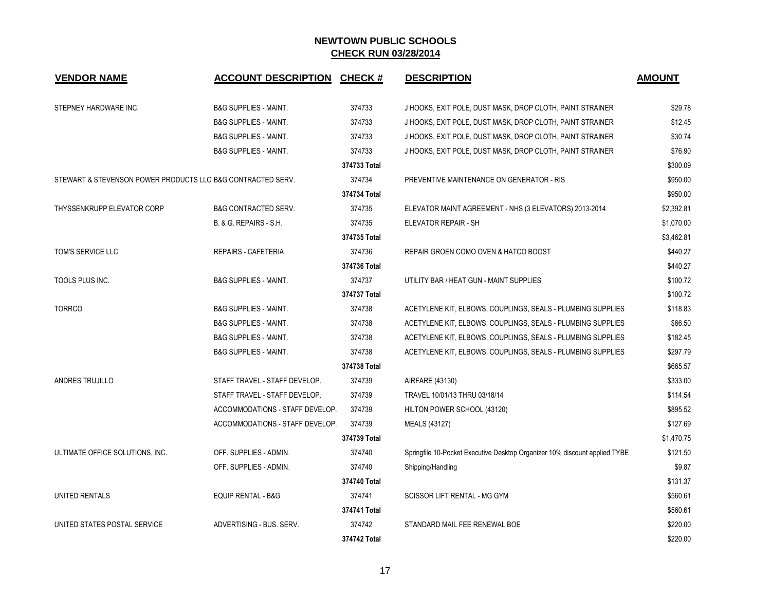## NEWTOWN PUBLIC SCHOOLS
## CHECK RUN 03/28/2014

| VENDOR NAME | ACCOUNT DESCRIPTION | CHECK # | DESCRIPTION | AMOUNT |
|---|---|---|---|---|
| STEPNEY HARDWARE INC. | B&G SUPPLIES - MAINT. | 374733 | J HOOKS, EXIT POLE, DUST MASK, DROP CLOTH, PAINT STRAINER | $29.78 |
| | B&G SUPPLIES - MAINT. | 374733 | J HOOKS, EXIT POLE, DUST MASK, DROP CLOTH, PAINT STRAINER | $12.45 |
| | B&G SUPPLIES - MAINT. | 374733 | J HOOKS, EXIT POLE, DUST MASK, DROP CLOTH, PAINT STRAINER | $30.74 |
| | B&G SUPPLIES - MAINT. | 374733 | J HOOKS, EXIT POLE, DUST MASK, DROP CLOTH, PAINT STRAINER | $76.90 |
| | | **374733 Total** | | $300.09 |
| STEWART & STEVENSON POWER PRODUCTS LLC | B&G CONTRACTED SERV. | 374734 | PREVENTIVE MAINTENANCE ON GENERATOR - RIS | $950.00 |
| | | **374734 Total** | | $950.00 |
| THYSSENKRUPP ELEVATOR CORP | B&G CONTRACTED SERV. | 374735 | ELEVATOR MAINT AGREEMENT - NHS (3 ELEVATORS) 2013-2014 | $2,392.81 |
| | B. & G. REPAIRS - S.H. | 374735 | ELEVATOR REPAIR - SH | $1,070.00 |
| | | **374735 Total** | | $3,462.81 |
| TOM'S SERVICE LLC | REPAIRS - CAFETERIA | 374736 | REPAIR GROEN COMO OVEN & HATCO BOOST | $440.27 |
| | | **374736 Total** | | $440.27 |
| TOOLS PLUS INC. | B&G SUPPLIES - MAINT. | 374737 | UTILITY BAR / HEAT GUN - MAINT SUPPLIES | $100.72 |
| | | **374737 Total** | | $100.72 |
| TORRCO | B&G SUPPLIES - MAINT. | 374738 | ACETYLENE KIT, ELBOWS, COUPLINGS, SEALS - PLUMBING SUPPLIES | $118.83 |
| | B&G SUPPLIES - MAINT. | 374738 | ACETYLENE KIT, ELBOWS, COUPLINGS, SEALS - PLUMBING SUPPLIES | $66.50 |
| | B&G SUPPLIES - MAINT. | 374738 | ACETYLENE KIT, ELBOWS, COUPLINGS, SEALS - PLUMBING SUPPLIES | $182.45 |
| | B&G SUPPLIES - MAINT. | 374738 | ACETYLENE KIT, ELBOWS, COUPLINGS, SEALS - PLUMBING SUPPLIES | $297.79 |
| | | **374738 Total** | | $665.57 |
| ANDRES TRUJILLO | STAFF TRAVEL - STAFF DEVELOP. | 374739 | AIRFARE (43130) | $333.00 |
| | STAFF TRAVEL - STAFF DEVELOP. | 374739 | TRAVEL 10/01/13 THRU 03/18/14 | $114.54 |
| | ACCOMMODATIONS - STAFF DEVELOP. | 374739 | HILTON POWER SCHOOL (43120) | $895.52 |
| | ACCOMMODATIONS - STAFF DEVELOP. | 374739 | MEALS (43127) | $127.69 |
| | | **374739 Total** | | $1,470.75 |
| ULTIMATE OFFICE SOLUTIONS, INC. | OFF. SUPPLIES - ADMIN. | 374740 | Springfile 10-Pocket Executive Desktop Organizer 10% discount applied TYBE | $121.50 |
| | OFF. SUPPLIES - ADMIN. | 374740 | Shipping/Handling | $9.87 |
| | | **374740 Total** | | $131.37 |
| UNITED RENTALS | EQUIP RENTAL - B&G | 374741 | SCISSOR LIFT RENTAL - MG GYM | $560.61 |
| | | **374741 Total** | | $560.61 |
| UNITED STATES POSTAL SERVICE | ADVERTISING - BUS. SERV. | 374742 | STANDARD MAIL FEE RENEWAL BOE | $220.00 |
| | | **374742 Total** | | $220.00 |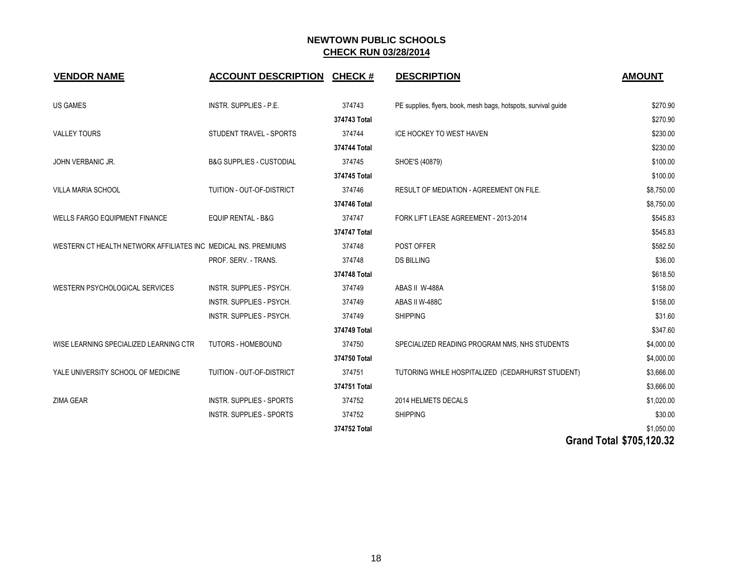## NEWTOWN PUBLIC SCHOOLS
## CHECK RUN 03/28/2014

| VENDOR NAME | ACCOUNT DESCRIPTION | CHECK # | DESCRIPTION | AMOUNT |
|---|---|---|---|---|
| US GAMES | INSTR. SUPPLIES - P.E. | 374743 | PE supplies, flyers, book, mesh bags, hotspots, survival guide | $270.90 |
| | | 374743 Total | | $270.90 |
| VALLEY TOURS | STUDENT TRAVEL - SPORTS | 374744 | ICE HOCKEY TO WEST HAVEN | $230.00 |
| | | 374744 Total | | $230.00 |
| JOHN VERBANIC JR. | B&G SUPPLIES - CUSTODIAL | 374745 | SHOE'S (40879) | $100.00 |
| | | 374745 Total | | $100.00 |
| VILLA MARIA SCHOOL | TUITION - OUT-OF-DISTRICT | 374746 | RESULT OF MEDIATION - AGREEMENT ON FILE. | $8,750.00 |
| | | 374746 Total | | $8,750.00 |
| WELLS FARGO EQUIPMENT FINANCE | EQUIP RENTAL - B&G | 374747 | FORK LIFT LEASE AGREEMENT - 2013-2014 | $545.83 |
| | | 374747 Total | | $545.83 |
| WESTERN CT HEALTH NETWORK AFFILIATES INC | MEDICAL INS. PREMIUMS | 374748 | POST OFFER | $582.50 |
| | PROF. SERV. - TRANS. | 374748 | DS BILLING | $36.00 |
| | | 374748 Total | | $618.50 |
| WESTERN PSYCHOLOGICAL SERVICES | INSTR. SUPPLIES - PSYCH. | 374749 | ABAS II W-488A | $158.00 |
| | INSTR. SUPPLIES - PSYCH. | 374749 | ABAS II W-488C | $158.00 |
| | INSTR. SUPPLIES - PSYCH. | 374749 | SHIPPING | $31.60 |
| | | 374749 Total | | $347.60 |
| WISE LEARNING SPECIALIZED LEARNING CTR | TUTORS - HOMEBOUND | 374750 | SPECIALIZED READING PROGRAM NMS, NHS STUDENTS | $4,000.00 |
| | | 374750 Total | | $4,000.00 |
| YALE UNIVERSITY SCHOOL OF MEDICINE | TUITION - OUT-OF-DISTRICT | 374751 | TUTORING WHILE HOSPITALIZED (CEDARHURST STUDENT) | $3,666.00 |
| | | 374751 Total | | $3,666.00 |
| ZIMA GEAR | INSTR. SUPPLIES - SPORTS | 374752 | 2014 HELMETS DECALS | $1,020.00 |
| | INSTR. SUPPLIES - SPORTS | 374752 | SHIPPING | $30.00 |
| | | 374752 Total | | $1,050.00 |
| | | | **Grand Total** | **$705,120.32** |